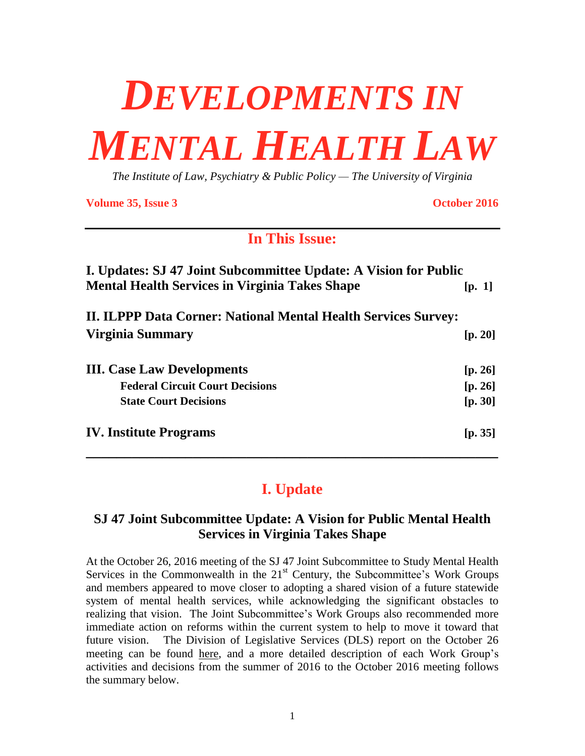# *DEVELOPMENTS IN MENTAL HEALTH LAW*

*The Institute of Law, Psychiatry & Public Policy — The University of Virginia*

**Volume 35, Issue 3** **October 2016**

## In This Issue:

| | |
|---|---|
| **I. Updates: SJ 47 Joint Subcommittee Update: A Vision for Public Mental Health Services in Virginia Takes Shape** | **[p. 1]** |
| **II. ILPPP Data Corner: National Mental Health Services Survey: Virginia Summary** | **[p. 20]** |
| **III. Case Law Developments** | **[p. 26]** |
| **Federal Circuit Court Decisions** | **[p. 26]** |
| **State Court Decisions** | **[p. 30]** |
| **IV. Institute Programs** | **[p. 35]** |

## I. Update

### SJ 47 Joint Subcommittee Update: A Vision for Public Mental Health Services in Virginia Takes Shape

At the October 26, 2016 meeting of the SJ 47 Joint Subcommittee to Study Mental Health Services in the Commonwealth in the 21st Century, the Subcommittee's Work Groups and members appeared to move closer to adopting a shared vision of a future statewide system of mental health services, while acknowledging the significant obstacles to realizing that vision. The Joint Subcommittee's Work Groups also recommended more immediate action on reforms within the current system to help to move it toward that future vision. The Division of Legislative Services (DLS) report on the October 26 meeting can be found here, and a more detailed description of each Work Group's activities and decisions from the summer of 2016 to the October 2016 meeting follows the summary below.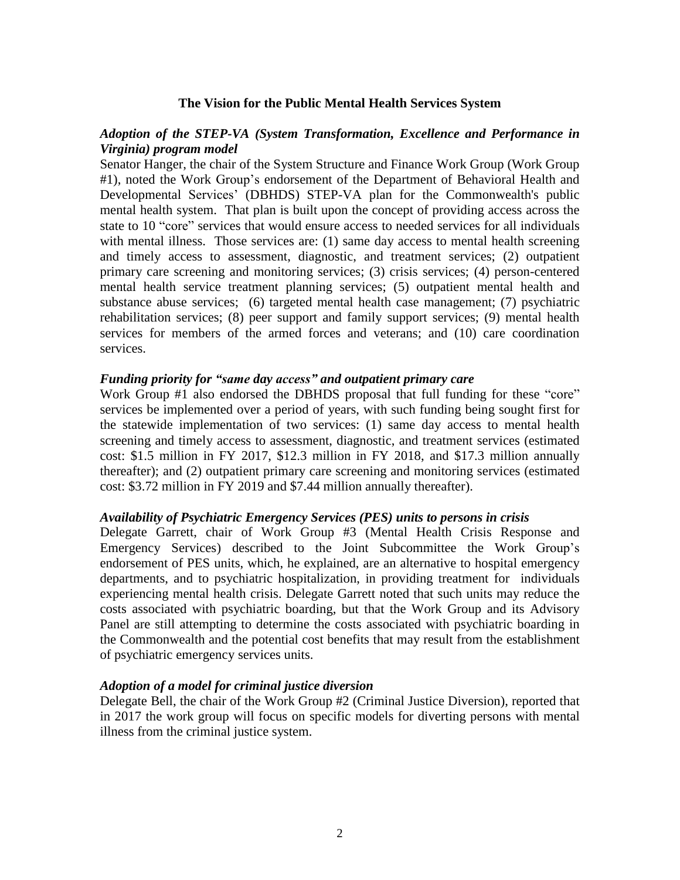## The Vision for the Public Mental Health Services System

***Adoption of the STEP-VA (System Transformation, Excellence and Performance in Virginia) program model***

Senator Hanger, the chair of the System Structure and Finance Work Group (Work Group #1), noted the Work Group's endorsement of the Department of Behavioral Health and Developmental Services' (DBHDS) STEP-VA plan for the Commonwealth's public mental health system. That plan is built upon the concept of providing access across the state to 10 "core" services that would ensure access to needed services for all individuals with mental illness. Those services are: (1) same day access to mental health screening and timely access to assessment, diagnostic, and treatment services; (2) outpatient primary care screening and monitoring services; (3) crisis services; (4) person-centered mental health service treatment planning services; (5) outpatient mental health and substance abuse services; (6) targeted mental health case management; (7) psychiatric rehabilitation services; (8) peer support and family support services; (9) mental health services for members of the armed forces and veterans; and (10) care coordination services.

***Funding priority for "same day access" and outpatient primary care***

Work Group #1 also endorsed the DBHDS proposal that full funding for these "core" services be implemented over a period of years, with such funding being sought first for the statewide implementation of two services: (1) same day access to mental health screening and timely access to assessment, diagnostic, and treatment services (estimated cost: $1.5 million in FY 2017, $12.3 million in FY 2018, and $17.3 million annually thereafter); and (2) outpatient primary care screening and monitoring services (estimated cost: $3.72 million in FY 2019 and $7.44 million annually thereafter).

***Availability of Psychiatric Emergency Services (PES) units to persons in crisis***

Delegate Garrett, chair of Work Group #3 (Mental Health Crisis Response and Emergency Services) described to the Joint Subcommittee the Work Group's endorsement of PES units, which, he explained, are an alternative to hospital emergency departments, and to psychiatric hospitalization, in providing treatment for individuals experiencing mental health crisis. Delegate Garrett noted that such units may reduce the costs associated with psychiatric boarding, but that the Work Group and its Advisory Panel are still attempting to determine the costs associated with psychiatric boarding in the Commonwealth and the potential cost benefits that may result from the establishment of psychiatric emergency services units.

***Adoption of a model for criminal justice diversion***

Delegate Bell, the chair of the Work Group #2 (Criminal Justice Diversion), reported that in 2017 the work group will focus on specific models for diverting persons with mental illness from the criminal justice system.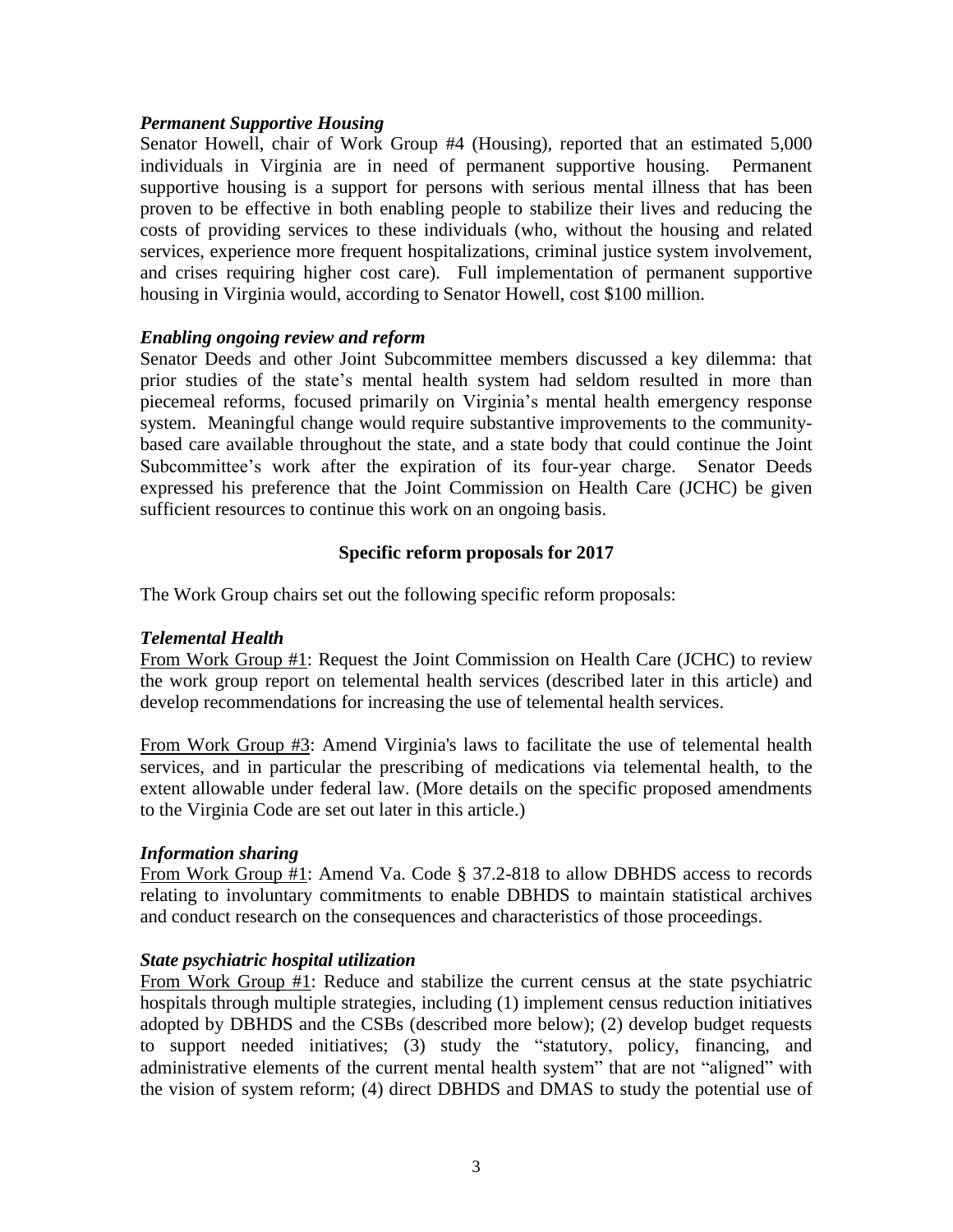***Permanent Supportive Housing***

Senator Howell, chair of Work Group #4 (Housing), reported that an estimated 5,000 individuals in Virginia are in need of permanent supportive housing. Permanent supportive housing is a support for persons with serious mental illness that has been proven to be effective in both enabling people to stabilize their lives and reducing the costs of providing services to these individuals (who, without the housing and related services, experience more frequent hospitalizations, criminal justice system involvement, and crises requiring higher cost care). Full implementation of permanent supportive housing in Virginia would, according to Senator Howell, cost $100 million.

***Enabling ongoing review and reform***

Senator Deeds and other Joint Subcommittee members discussed a key dilemma: that prior studies of the state's mental health system had seldom resulted in more than piecemeal reforms, focused primarily on Virginia's mental health emergency response system. Meaningful change would require substantive improvements to the community-based care available throughout the state, and a state body that could continue the Joint Subcommittee's work after the expiration of its four-year charge. Senator Deeds expressed his preference that the Joint Commission on Health Care (JCHC) be given sufficient resources to continue this work on an ongoing basis.

**Specific reform proposals for 2017**

The Work Group chairs set out the following specific reform proposals:

***Telemental Health***

<u>From Work Group #1</u>: Request the Joint Commission on Health Care (JCHC) to review the work group report on telemental health services (described later in this article) and develop recommendations for increasing the use of telemental health services.

<u>From Work Group #3</u>: Amend Virginia's laws to facilitate the use of telemental health services, and in particular the prescribing of medications via telemental health, to the extent allowable under federal law. (More details on the specific proposed amendments to the Virginia Code are set out later in this article.)

***Information sharing***

<u>From Work Group #1</u>: Amend Va. Code § 37.2-818 to allow DBHDS access to records relating to involuntary commitments to enable DBHDS to maintain statistical archives and conduct research on the consequences and characteristics of those proceedings.

***State psychiatric hospital utilization***

<u>From Work Group #1</u>: Reduce and stabilize the current census at the state psychiatric hospitals through multiple strategies, including (1) implement census reduction initiatives adopted by DBHDS and the CSBs (described more below); (2) develop budget requests to support needed initiatives; (3) study the "statutory, policy, financing, and administrative elements of the current mental health system" that are not "aligned" with the vision of system reform; (4) direct DBHDS and DMAS to study the potential use of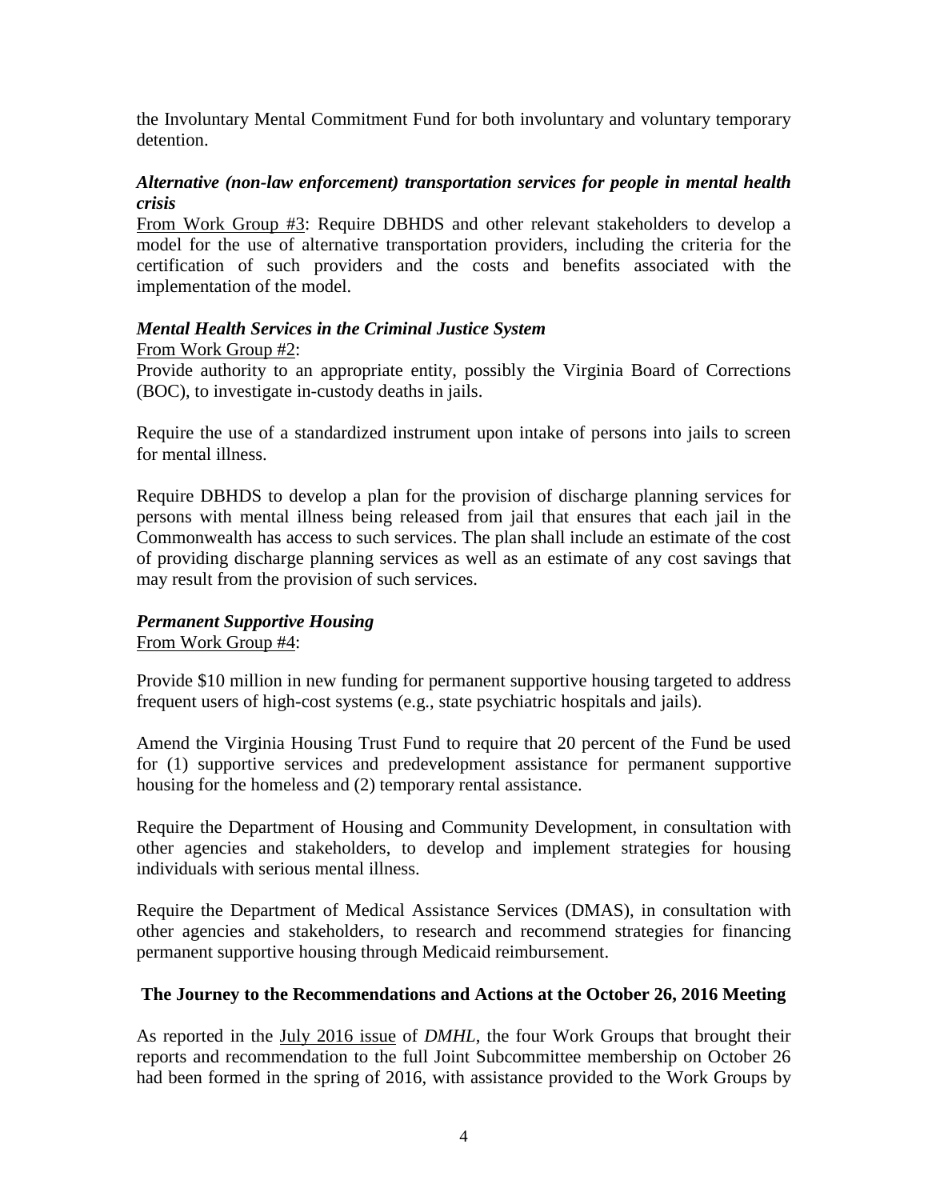the Involuntary Mental Commitment Fund for both involuntary and voluntary temporary detention.

***Alternative (non-law enforcement) transportation services for people in mental health crisis***

From Work Group #3: Require DBHDS and other relevant stakeholders to develop a model for the use of alternative transportation providers, including the criteria for the certification of such providers and the costs and benefits associated with the implementation of the model.

***Mental Health Services in the Criminal Justice System***

From Work Group #2:

Provide authority to an appropriate entity, possibly the Virginia Board of Corrections (BOC), to investigate in-custody deaths in jails.

Require the use of a standardized instrument upon intake of persons into jails to screen for mental illness.

Require DBHDS to develop a plan for the provision of discharge planning services for persons with mental illness being released from jail that ensures that each jail in the Commonwealth has access to such services. The plan shall include an estimate of the cost of providing discharge planning services as well as an estimate of any cost savings that may result from the provision of such services.

***Permanent Supportive Housing***

From Work Group #4:

Provide $10 million in new funding for permanent supportive housing targeted to address frequent users of high-cost systems (e.g., state psychiatric hospitals and jails).

Amend the Virginia Housing Trust Fund to require that 20 percent of the Fund be used for (1) supportive services and predevelopment assistance for permanent supportive housing for the homeless and (2) temporary rental assistance.

Require the Department of Housing and Community Development, in consultation with other agencies and stakeholders, to develop and implement strategies for housing individuals with serious mental illness.

Require the Department of Medical Assistance Services (DMAS), in consultation with other agencies and stakeholders, to research and recommend strategies for financing permanent supportive housing through Medicaid reimbursement.

**The Journey to the Recommendations and Actions at the October 26, 2016 Meeting**

As reported in the July 2016 issue of *DMHL*, the four Work Groups that brought their reports and recommendation to the full Joint Subcommittee membership on October 26 had been formed in the spring of 2016, with assistance provided to the Work Groups by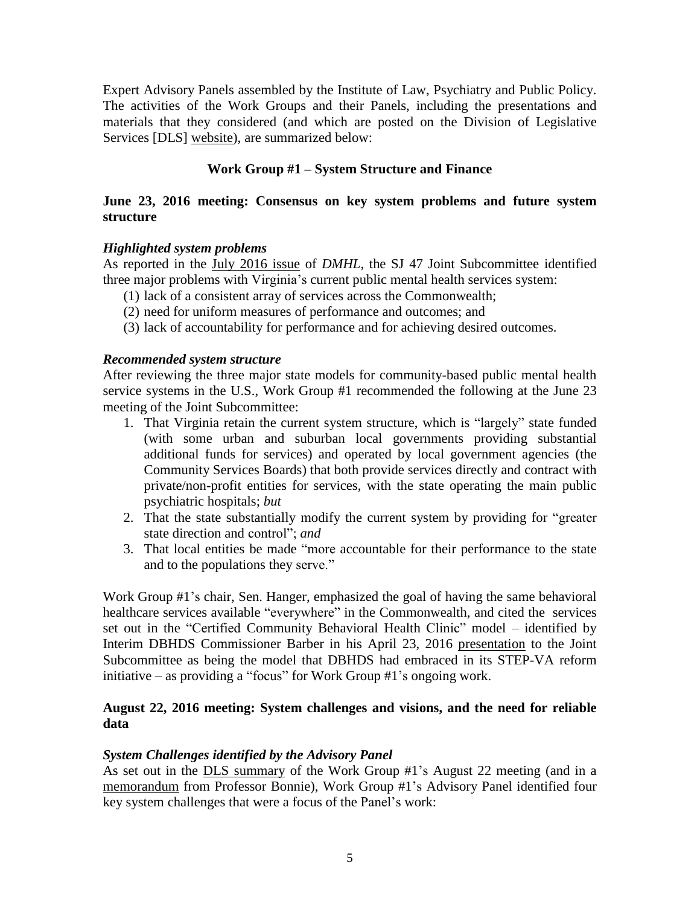Expert Advisory Panels assembled by the Institute of Law, Psychiatry and Public Policy. The activities of the Work Groups and their Panels, including the presentations and materials that they considered (and which are posted on the Division of Legislative Services [DLS] website), are summarized below:

### Work Group #1 – System Structure and Finance

**June 23, 2016 meeting: Consensus on key system problems and future system structure**

***Highlighted system problems***

As reported in the July 2016 issue of *DMHL*, the SJ 47 Joint Subcommittee identified three major problems with Virginia's current public mental health services system:

(1) lack of a consistent array of services across the Commonwealth;
(2) need for uniform measures of performance and outcomes; and
(3) lack of accountability for performance and for achieving desired outcomes.

***Recommended system structure***

After reviewing the three major state models for community-based public mental health service systems in the U.S., Work Group #1 recommended the following at the June 23 meeting of the Joint Subcommittee:

1. That Virginia retain the current system structure, which is "largely" state funded (with some urban and suburban local governments providing substantial additional funds for services) and operated by local government agencies (the Community Services Boards) that both provide services directly and contract with private/non-profit entities for services, with the state operating the main public psychiatric hospitals; *but*
2. That the state substantially modify the current system by providing for "greater state direction and control"; *and*
3. That local entities be made "more accountable for their performance to the state and to the populations they serve."

Work Group #1's chair, Sen. Hanger, emphasized the goal of having the same behavioral healthcare services available "everywhere" in the Commonwealth, and cited the services set out in the "Certified Community Behavioral Health Clinic" model – identified by Interim DBHDS Commissioner Barber in his April 23, 2016 presentation to the Joint Subcommittee as being the model that DBHDS had embraced in its STEP-VA reform initiative – as providing a "focus" for Work Group #1's ongoing work.

**August 22, 2016 meeting: System challenges and visions, and the need for reliable data**

***System Challenges identified by the Advisory Panel***

As set out in the DLS summary of the Work Group #1's August 22 meeting (and in a memorandum from Professor Bonnie), Work Group #1's Advisory Panel identified four key system challenges that were a focus of the Panel's work: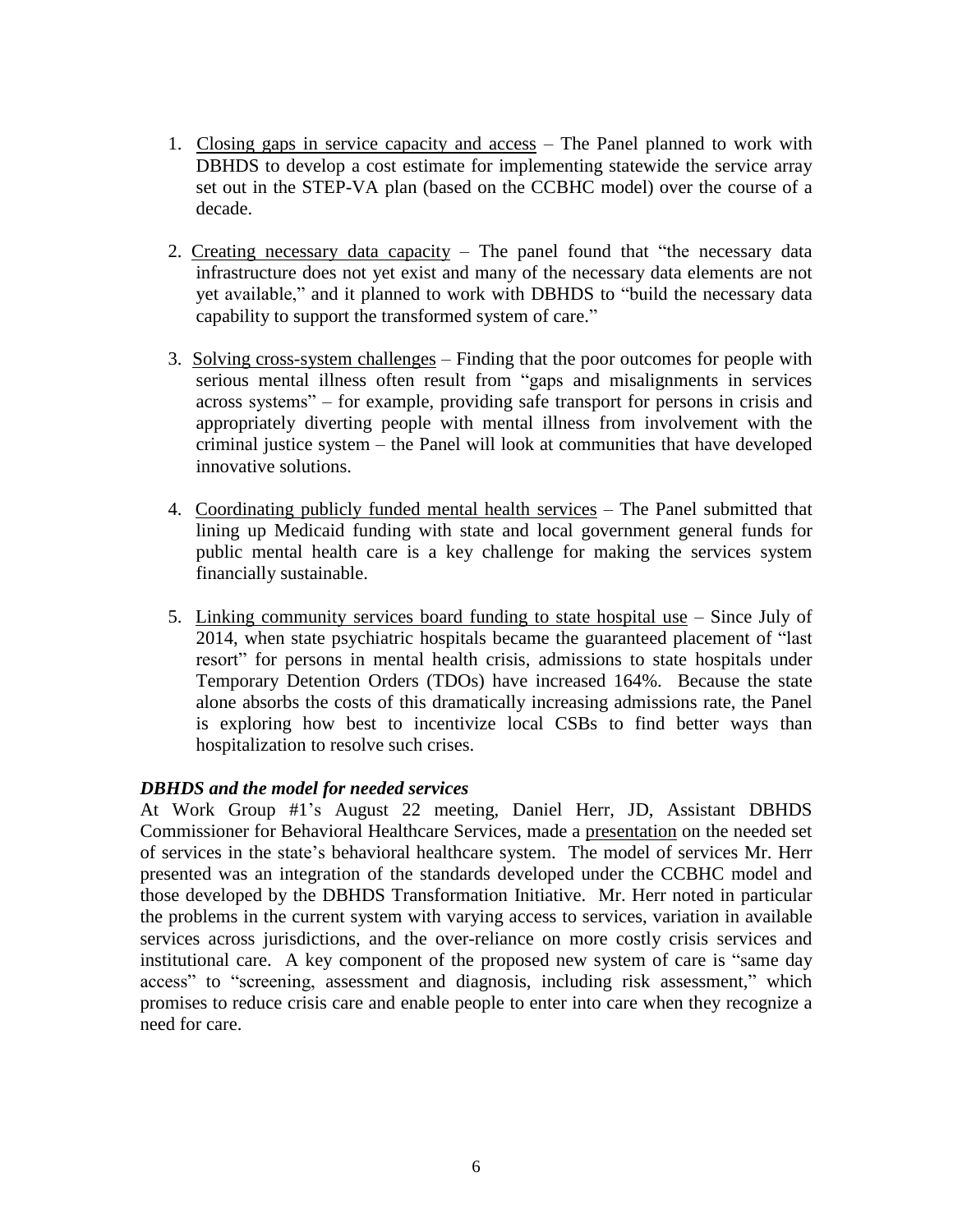1. Closing gaps in service capacity and access – The Panel planned to work with DBHDS to develop a cost estimate for implementing statewide the service array set out in the STEP-VA plan (based on the CCBHC model) over the course of a decade.

2. Creating necessary data capacity – The panel found that "the necessary data infrastructure does not yet exist and many of the necessary data elements are not yet available," and it planned to work with DBHDS to "build the necessary data capability to support the transformed system of care."

3. Solving cross-system challenges – Finding that the poor outcomes for people with serious mental illness often result from "gaps and misalignments in services across systems" – for example, providing safe transport for persons in crisis and appropriately diverting people with mental illness from involvement with the criminal justice system – the Panel will look at communities that have developed innovative solutions.

4. Coordinating publicly funded mental health services – The Panel submitted that lining up Medicaid funding with state and local government general funds for public mental health care is a key challenge for making the services system financially sustainable.

5. Linking community services board funding to state hospital use – Since July of 2014, when state psychiatric hospitals became the guaranteed placement of "last resort" for persons in mental health crisis, admissions to state hospitals under Temporary Detention Orders (TDOs) have increased 164%. Because the state alone absorbs the costs of this dramatically increasing admissions rate, the Panel is exploring how best to incentivize local CSBs to find better ways than hospitalization to resolve such crises.

***DBHDS and the model for needed services***

At Work Group #1's August 22 meeting, Daniel Herr, JD, Assistant DBHDS Commissioner for Behavioral Healthcare Services, made a presentation on the needed set of services in the state's behavioral healthcare system. The model of services Mr. Herr presented was an integration of the standards developed under the CCBHC model and those developed by the DBHDS Transformation Initiative. Mr. Herr noted in particular the problems in the current system with varying access to services, variation in available services across jurisdictions, and the over-reliance on more costly crisis services and institutional care. A key component of the proposed new system of care is "same day access" to "screening, assessment and diagnosis, including risk assessment," which promises to reduce crisis care and enable people to enter into care when they recognize a need for care.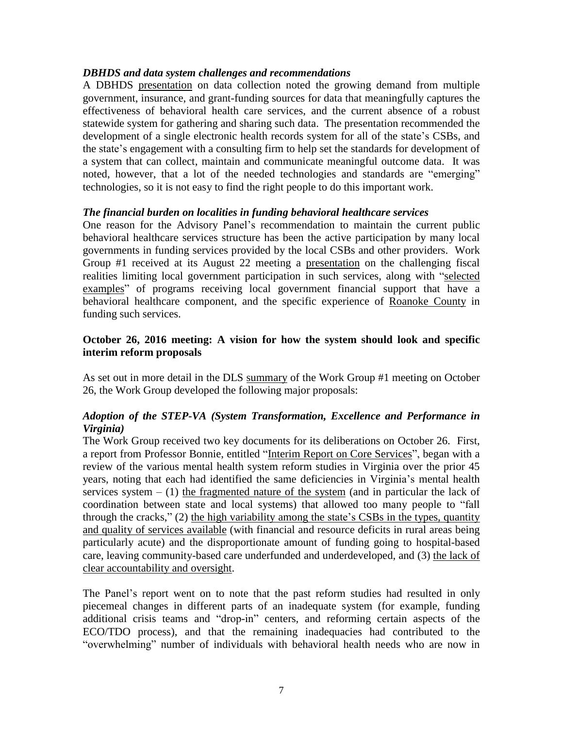### *DBHDS and data system challenges and recommendations*

A DBHDS presentation on data collection noted the growing demand from multiple government, insurance, and grant-funding sources for data that meaningfully captures the effectiveness of behavioral health care services, and the current absence of a robust statewide system for gathering and sharing such data. The presentation recommended the development of a single electronic health records system for all of the state's CSBs, and the state's engagement with a consulting firm to help set the standards for development of a system that can collect, maintain and communicate meaningful outcome data. It was noted, however, that a lot of the needed technologies and standards are "emerging" technologies, so it is not easy to find the right people to do this important work.

### *The financial burden on localities in funding behavioral healthcare services*

One reason for the Advisory Panel's recommendation to maintain the current public behavioral healthcare services structure has been the active participation by many local governments in funding services provided by the local CSBs and other providers. Work Group #1 received at its August 22 meeting a presentation on the challenging fiscal realities limiting local government participation in such services, along with "selected examples" of programs receiving local government financial support that have a behavioral healthcare component, and the specific experience of Roanoke County in funding such services.

## **October 26, 2016 meeting: A vision for how the system should look and specific interim reform proposals**

As set out in more detail in the DLS summary of the Work Group #1 meeting on October 26, the Work Group developed the following major proposals:

### *Adoption of the STEP-VA (System Transformation, Excellence and Performance in Virginia)*

The Work Group received two key documents for its deliberations on October 26. First, a report from Professor Bonnie, entitled "Interim Report on Core Services", began with a review of the various mental health system reform studies in Virginia over the prior 45 years, noting that each had identified the same deficiencies in Virginia's mental health services system – (1) the fragmented nature of the system (and in particular the lack of coordination between state and local systems) that allowed too many people to "fall through the cracks," (2) the high variability among the state's CSBs in the types, quantity and quality of services available (with financial and resource deficits in rural areas being particularly acute) and the disproportionate amount of funding going to hospital-based care, leaving community-based care underfunded and underdeveloped, and (3) the lack of clear accountability and oversight.

The Panel's report went on to note that the past reform studies had resulted in only piecemeal changes in different parts of an inadequate system (for example, funding additional crisis teams and "drop-in" centers, and reforming certain aspects of the ECO/TDO process), and that the remaining inadequacies had contributed to the "overwhelming" number of individuals with behavioral health needs who are now in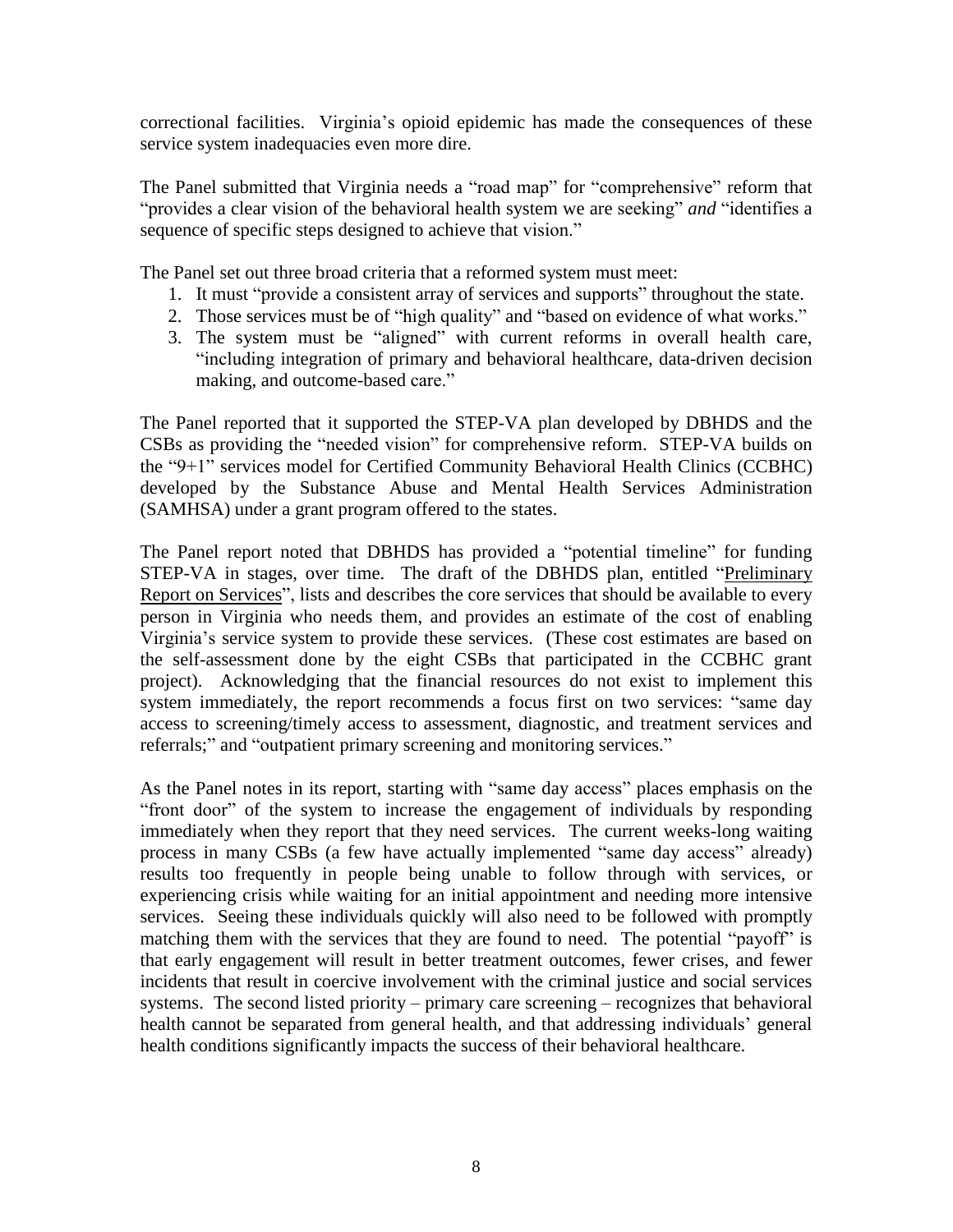correctional facilities. Virginia's opioid epidemic has made the consequences of these service system inadequacies even more dire.

The Panel submitted that Virginia needs a "road map" for "comprehensive" reform that "provides a clear vision of the behavioral health system we are seeking" *and* "identifies a sequence of specific steps designed to achieve that vision."

The Panel set out three broad criteria that a reformed system must meet:

1. It must "provide a consistent array of services and supports" throughout the state.
2. Those services must be of "high quality" and "based on evidence of what works."
3. The system must be "aligned" with current reforms in overall health care, "including integration of primary and behavioral healthcare, data-driven decision making, and outcome-based care."

The Panel reported that it supported the STEP-VA plan developed by DBHDS and the CSBs as providing the "needed vision" for comprehensive reform. STEP-VA builds on the "9+1" services model for Certified Community Behavioral Health Clinics (CCBHC) developed by the Substance Abuse and Mental Health Services Administration (SAMHSA) under a grant program offered to the states.

The Panel report noted that DBHDS has provided a "potential timeline" for funding STEP-VA in stages, over time. The draft of the DBHDS plan, entitled "Preliminary Report on Services", lists and describes the core services that should be available to every person in Virginia who needs them, and provides an estimate of the cost of enabling Virginia's service system to provide these services. (These cost estimates are based on the self-assessment done by the eight CSBs that participated in the CCBHC grant project). Acknowledging that the financial resources do not exist to implement this system immediately, the report recommends a focus first on two services: "same day access to screening/timely access to assessment, diagnostic, and treatment services and referrals;" and "outpatient primary screening and monitoring services."

As the Panel notes in its report, starting with "same day access" places emphasis on the "front door" of the system to increase the engagement of individuals by responding immediately when they report that they need services. The current weeks-long waiting process in many CSBs (a few have actually implemented "same day access" already) results too frequently in people being unable to follow through with services, or experiencing crisis while waiting for an initial appointment and needing more intensive services. Seeing these individuals quickly will also need to be followed with promptly matching them with the services that they are found to need. The potential "payoff" is that early engagement will result in better treatment outcomes, fewer crises, and fewer incidents that result in coercive involvement with the criminal justice and social services systems. The second listed priority – primary care screening – recognizes that behavioral health cannot be separated from general health, and that addressing individuals' general health conditions significantly impacts the success of their behavioral healthcare.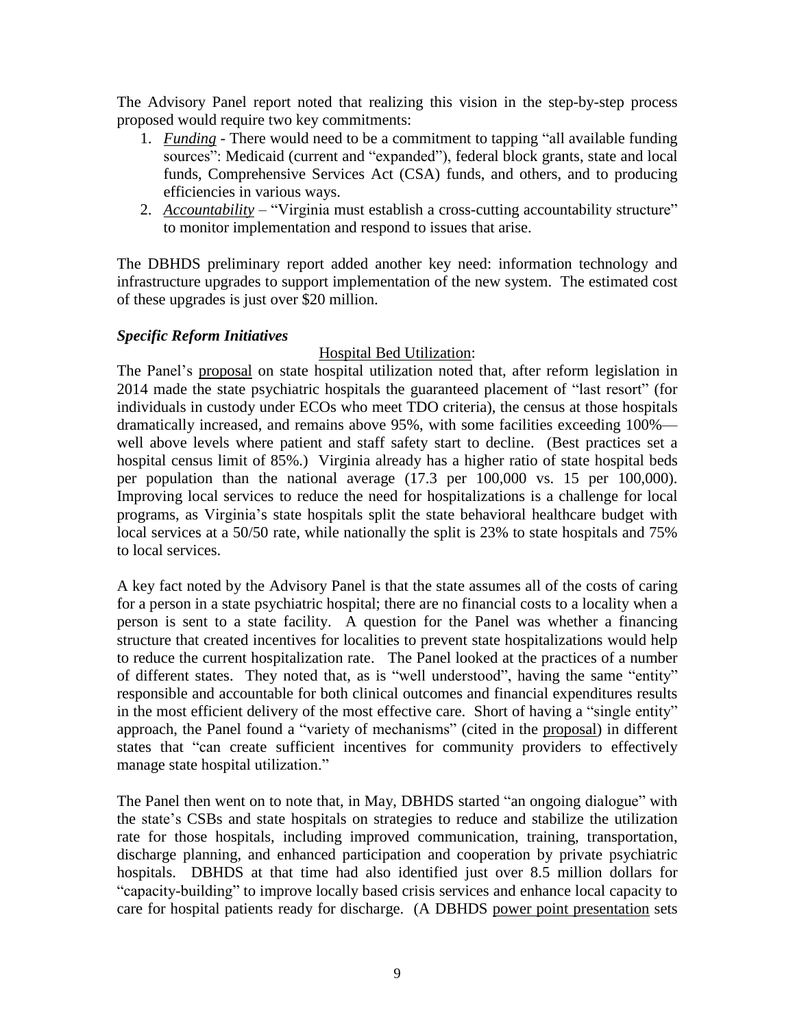The Advisory Panel report noted that realizing this vision in the step-by-step process proposed would require two key commitments:

1. *Funding* - There would need to be a commitment to tapping "all available funding sources": Medicaid (current and "expanded"), federal block grants, state and local funds, Comprehensive Services Act (CSA) funds, and others, and to producing efficiencies in various ways.
2. *Accountability* – "Virginia must establish a cross-cutting accountability structure" to monitor implementation and respond to issues that arise.

The DBHDS preliminary report added another key need: information technology and infrastructure upgrades to support implementation of the new system. The estimated cost of these upgrades is just over $20 million.

***Specific Reform Initiatives***

Hospital Bed Utilization:

The Panel's proposal on state hospital utilization noted that, after reform legislation in 2014 made the state psychiatric hospitals the guaranteed placement of "last resort" (for individuals in custody under ECOs who meet TDO criteria), the census at those hospitals dramatically increased, and remains above 95%, with some facilities exceeding 100%—well above levels where patient and staff safety start to decline. (Best practices set a hospital census limit of 85%.) Virginia already has a higher ratio of state hospital beds per population than the national average (17.3 per 100,000 vs. 15 per 100,000). Improving local services to reduce the need for hospitalizations is a challenge for local programs, as Virginia's state hospitals split the state behavioral healthcare budget with local services at a 50/50 rate, while nationally the split is 23% to state hospitals and 75% to local services.

A key fact noted by the Advisory Panel is that the state assumes all of the costs of caring for a person in a state psychiatric hospital; there are no financial costs to a locality when a person is sent to a state facility. A question for the Panel was whether a financing structure that created incentives for localities to prevent state hospitalizations would help to reduce the current hospitalization rate. The Panel looked at the practices of a number of different states. They noted that, as is "well understood", having the same "entity" responsible and accountable for both clinical outcomes and financial expenditures results in the most efficient delivery of the most effective care. Short of having a "single entity" approach, the Panel found a "variety of mechanisms" (cited in the proposal) in different states that "can create sufficient incentives for community providers to effectively manage state hospital utilization."

The Panel then went on to note that, in May, DBHDS started "an ongoing dialogue" with the state's CSBs and state hospitals on strategies to reduce and stabilize the utilization rate for those hospitals, including improved communication, training, transportation, discharge planning, and enhanced participation and cooperation by private psychiatric hospitals. DBHDS at that time had also identified just over 8.5 million dollars for "capacity-building" to improve locally based crisis services and enhance local capacity to care for hospital patients ready for discharge. (A DBHDS power point presentation sets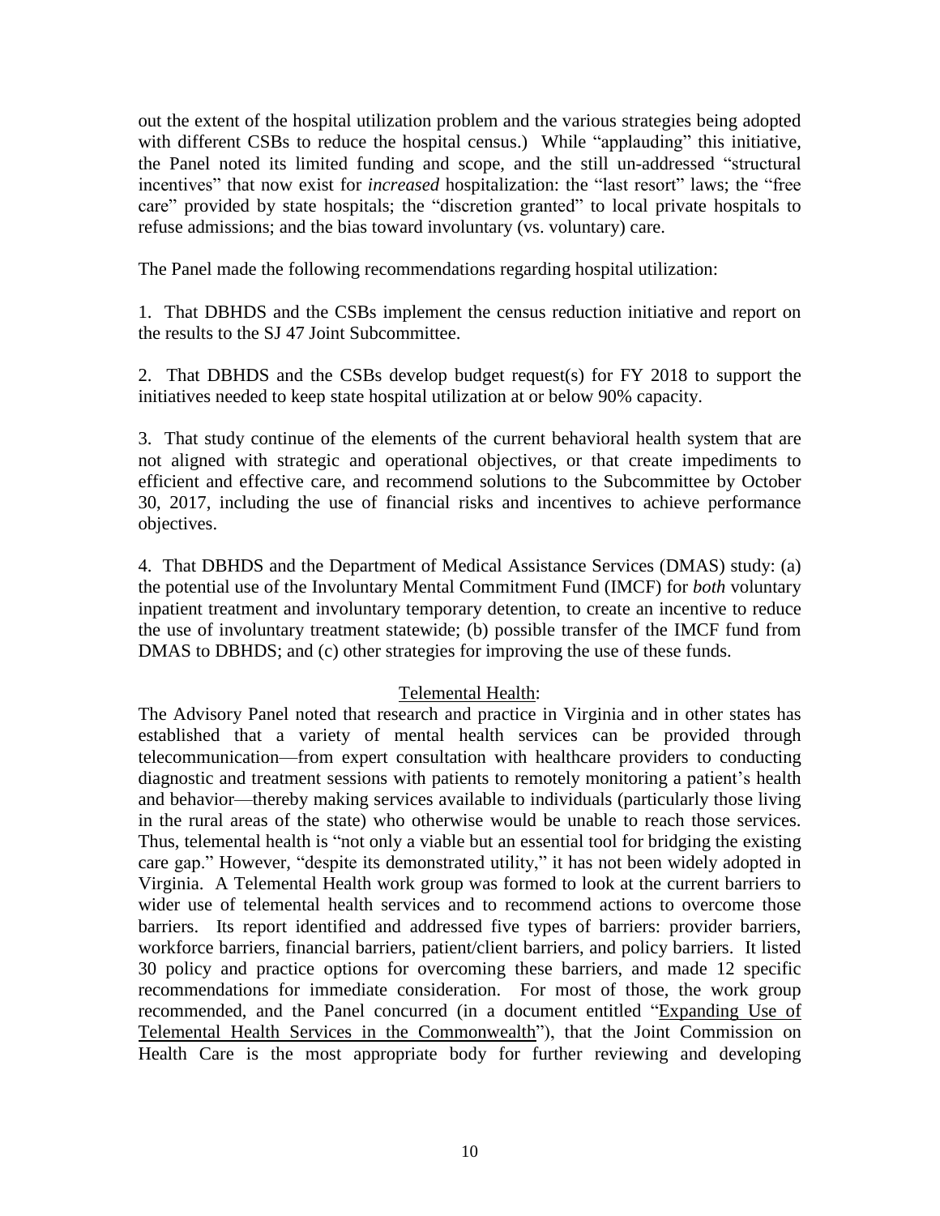out the extent of the hospital utilization problem and the various strategies being adopted with different CSBs to reduce the hospital census.) While "applauding" this initiative, the Panel noted its limited funding and scope, and the still un-addressed "structural incentives" that now exist for *increased* hospitalization: the "last resort" laws; the "free care" provided by state hospitals; the "discretion granted" to local private hospitals to refuse admissions; and the bias toward involuntary (vs. voluntary) care.

The Panel made the following recommendations regarding hospital utilization:

1. That DBHDS and the CSBs implement the census reduction initiative and report on the results to the SJ 47 Joint Subcommittee.

2. That DBHDS and the CSBs develop budget request(s) for FY 2018 to support the initiatives needed to keep state hospital utilization at or below 90% capacity.

3. That study continue of the elements of the current behavioral health system that are not aligned with strategic and operational objectives, or that create impediments to efficient and effective care, and recommend solutions to the Subcommittee by October 30, 2017, including the use of financial risks and incentives to achieve performance objectives.

4. That DBHDS and the Department of Medical Assistance Services (DMAS) study: (a) the potential use of the Involuntary Mental Commitment Fund (IMCF) for *both* voluntary inpatient treatment and involuntary temporary detention, to create an incentive to reduce the use of involuntary treatment statewide; (b) possible transfer of the IMCF fund from DMAS to DBHDS; and (c) other strategies for improving the use of these funds.

<u>Telemental Health</u>:

The Advisory Panel noted that research and practice in Virginia and in other states has established that a variety of mental health services can be provided through telecommunication—from expert consultation with healthcare providers to conducting diagnostic and treatment sessions with patients to remotely monitoring a patient's health and behavior—thereby making services available to individuals (particularly those living in the rural areas of the state) who otherwise would be unable to reach those services. Thus, telemental health is "not only a viable but an essential tool for bridging the existing care gap." However, "despite its demonstrated utility," it has not been widely adopted in Virginia. A Telemental Health work group was formed to look at the current barriers to wider use of telemental health services and to recommend actions to overcome those barriers. Its report identified and addressed five types of barriers: provider barriers, workforce barriers, financial barriers, patient/client barriers, and policy barriers. It listed 30 policy and practice options for overcoming these barriers, and made 12 specific recommendations for immediate consideration. For most of those, the work group recommended, and the Panel concurred (in a document entitled "<u>Expanding Use of Telemental Health Services in the Commonwealth</u>"), that the Joint Commission on Health Care is the most appropriate body for further reviewing and developing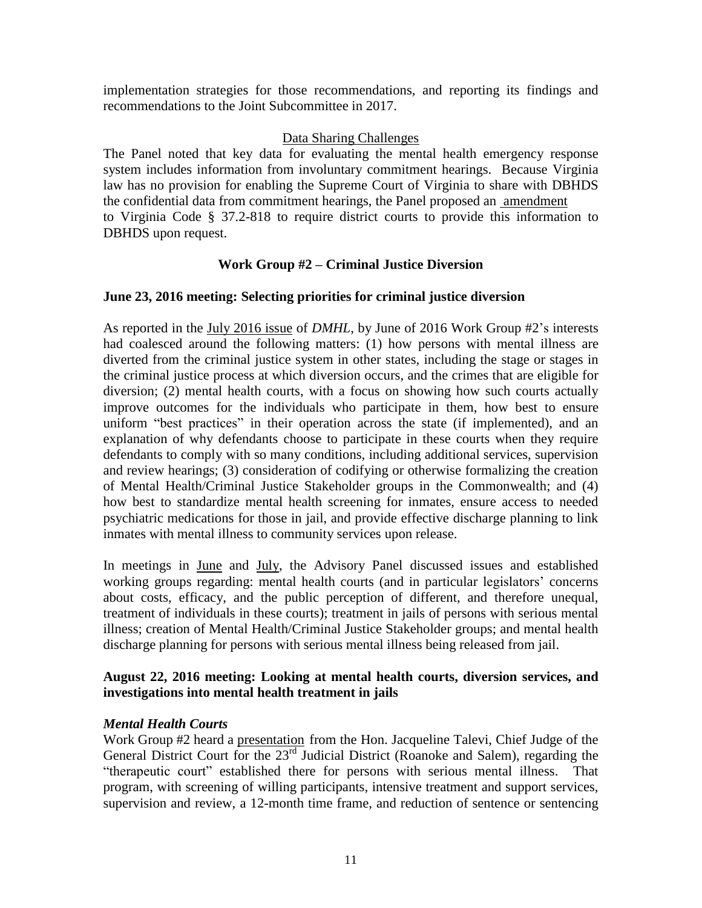implementation strategies for those recommendations, and reporting its findings and recommendations to the Joint Subcommittee in 2017.

Data Sharing Challenges

The Panel noted that key data for evaluating the mental health emergency response system includes information from involuntary commitment hearings. Because Virginia law has no provision for enabling the Supreme Court of Virginia to share with DBHDS the confidential data from commitment hearings, the Panel proposed an amendment to Virginia Code § 37.2-818 to require district courts to provide this information to DBHDS upon request.

### Work Group #2 – Criminal Justice Diversion

#### June 23, 2016 meeting: Selecting priorities for criminal justice diversion

As reported in the July 2016 issue of *DMHL*, by June of 2016 Work Group #2's interests had coalesced around the following matters: (1) how persons with mental illness are diverted from the criminal justice system in other states, including the stage or stages in the criminal justice process at which diversion occurs, and the crimes that are eligible for diversion; (2) mental health courts, with a focus on showing how such courts actually improve outcomes for the individuals who participate in them, how best to ensure uniform "best practices" in their operation across the state (if implemented), and an explanation of why defendants choose to participate in these courts when they require defendants to comply with so many conditions, including additional services, supervision and review hearings; (3) consideration of codifying or otherwise formalizing the creation of Mental Health/Criminal Justice Stakeholder groups in the Commonwealth; and (4) how best to standardize mental health screening for inmates, ensure access to needed psychiatric medications for those in jail, and provide effective discharge planning to link inmates with mental illness to community services upon release.

In meetings in June and July, the Advisory Panel discussed issues and established working groups regarding: mental health courts (and in particular legislators' concerns about costs, efficacy, and the public perception of different, and therefore unequal, treatment of individuals in these courts); treatment in jails of persons with serious mental illness; creation of Mental Health/Criminal Justice Stakeholder groups; and mental health discharge planning for persons with serious mental illness being released from jail.

#### August 22, 2016 meeting: Looking at mental health courts, diversion services, and investigations into mental health treatment in jails

***Mental Health Courts***

Work Group #2 heard a presentation from the Hon. Jacqueline Talevi, Chief Judge of the General District Court for the 23rd Judicial District (Roanoke and Salem), regarding the "therapeutic court" established there for persons with serious mental illness. That program, with screening of willing participants, intensive treatment and support services, supervision and review, a 12-month time frame, and reduction of sentence or sentencing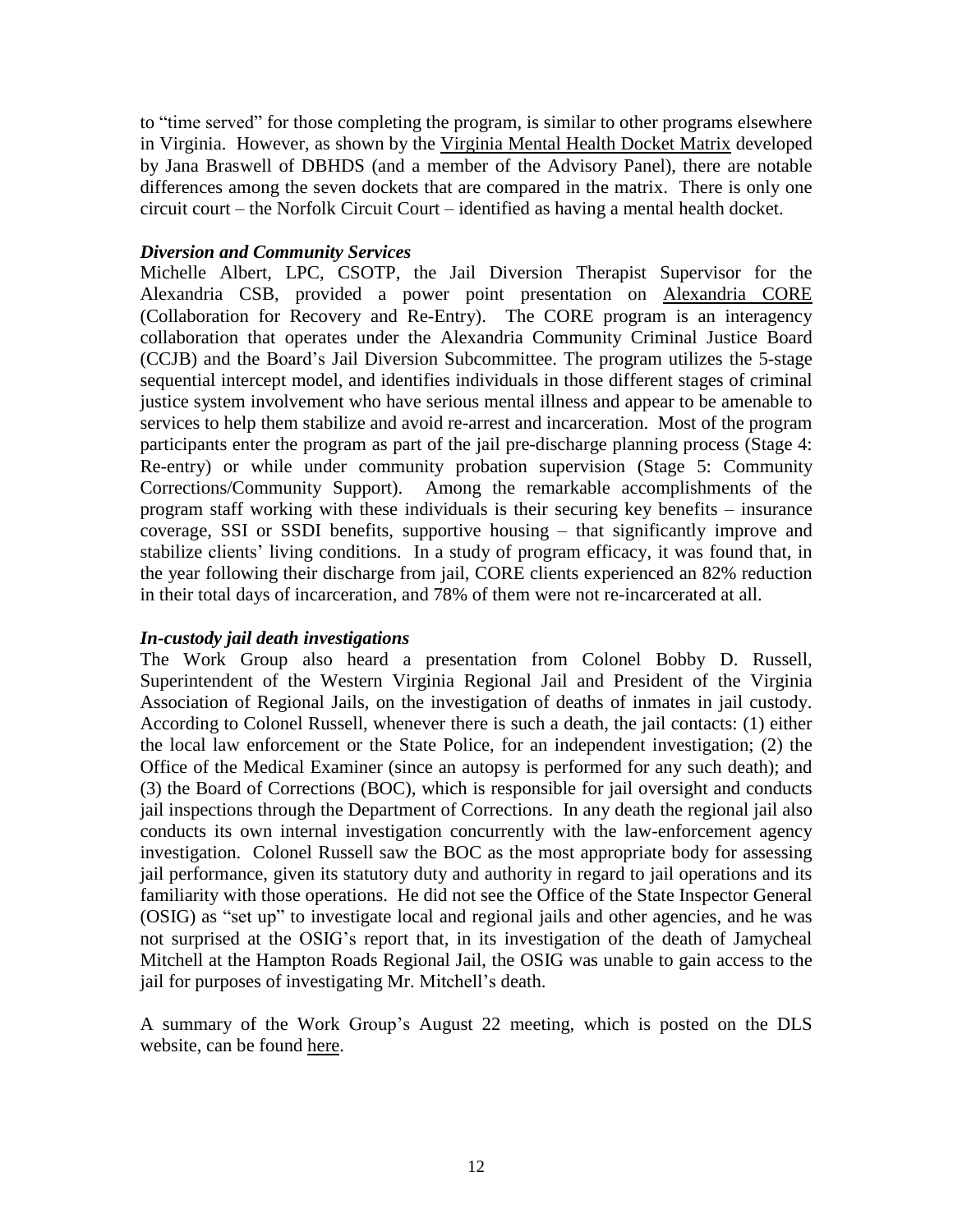to "time served" for those completing the program, is similar to other programs elsewhere in Virginia. However, as shown by the Virginia Mental Health Docket Matrix developed by Jana Braswell of DBHDS (and a member of the Advisory Panel), there are notable differences among the seven dockets that are compared in the matrix. There is only one circuit court – the Norfolk Circuit Court – identified as having a mental health docket.

### *Diversion and Community Services*

Michelle Albert, LPC, CSOTP, the Jail Diversion Therapist Supervisor for the Alexandria CSB, provided a power point presentation on Alexandria CORE (Collaboration for Recovery and Re-Entry). The CORE program is an interagency collaboration that operates under the Alexandria Community Criminal Justice Board (CCJB) and the Board's Jail Diversion Subcommittee. The program utilizes the 5-stage sequential intercept model, and identifies individuals in those different stages of criminal justice system involvement who have serious mental illness and appear to be amenable to services to help them stabilize and avoid re-arrest and incarceration. Most of the program participants enter the program as part of the jail pre-discharge planning process (Stage 4: Re-entry) or while under community probation supervision (Stage 5: Community Corrections/Community Support). Among the remarkable accomplishments of the program staff working with these individuals is their securing key benefits – insurance coverage, SSI or SSDI benefits, supportive housing – that significantly improve and stabilize clients' living conditions. In a study of program efficacy, it was found that, in the year following their discharge from jail, CORE clients experienced an 82% reduction in their total days of incarceration, and 78% of them were not re-incarcerated at all.

### *In-custody jail death investigations*

The Work Group also heard a presentation from Colonel Bobby D. Russell, Superintendent of the Western Virginia Regional Jail and President of the Virginia Association of Regional Jails, on the investigation of deaths of inmates in jail custody. According to Colonel Russell, whenever there is such a death, the jail contacts: (1) either the local law enforcement or the State Police, for an independent investigation; (2) the Office of the Medical Examiner (since an autopsy is performed for any such death); and (3) the Board of Corrections (BOC), which is responsible for jail oversight and conducts jail inspections through the Department of Corrections. In any death the regional jail also conducts its own internal investigation concurrently with the law-enforcement agency investigation. Colonel Russell saw the BOC as the most appropriate body for assessing jail performance, given its statutory duty and authority in regard to jail operations and its familiarity with those operations. He did not see the Office of the State Inspector General (OSIG) as "set up" to investigate local and regional jails and other agencies, and he was not surprised at the OSIG's report that, in its investigation of the death of Jamycheal Mitchell at the Hampton Roads Regional Jail, the OSIG was unable to gain access to the jail for purposes of investigating Mr. Mitchell's death.

A summary of the Work Group's August 22 meeting, which is posted on the DLS website, can be found here.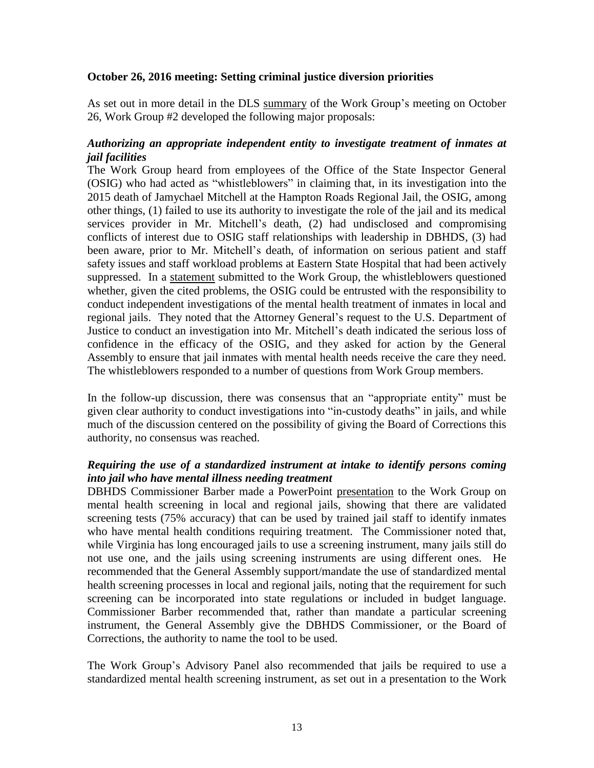**October 26, 2016 meeting: Setting criminal justice diversion priorities**

As set out in more detail in the DLS summary of the Work Group's meeting on October 26, Work Group #2 developed the following major proposals:

***Authorizing an appropriate independent entity to investigate treatment of inmates at jail facilities***

The Work Group heard from employees of the Office of the State Inspector General (OSIG) who had acted as "whistleblowers" in claiming that, in its investigation into the 2015 death of Jamychael Mitchell at the Hampton Roads Regional Jail, the OSIG, among other things, (1) failed to use its authority to investigate the role of the jail and its medical services provider in Mr. Mitchell's death, (2) had undisclosed and compromising conflicts of interest due to OSIG staff relationships with leadership in DBHDS, (3) had been aware, prior to Mr. Mitchell's death, of information on serious patient and staff safety issues and staff workload problems at Eastern State Hospital that had been actively suppressed. In a statement submitted to the Work Group, the whistleblowers questioned whether, given the cited problems, the OSIG could be entrusted with the responsibility to conduct independent investigations of the mental health treatment of inmates in local and regional jails. They noted that the Attorney General's request to the U.S. Department of Justice to conduct an investigation into Mr. Mitchell's death indicated the serious loss of confidence in the efficacy of the OSIG, and they asked for action by the General Assembly to ensure that jail inmates with mental health needs receive the care they need. The whistleblowers responded to a number of questions from Work Group members.

In the follow-up discussion, there was consensus that an "appropriate entity" must be given clear authority to conduct investigations into "in-custody deaths" in jails, and while much of the discussion centered on the possibility of giving the Board of Corrections this authority, no consensus was reached.

***Requiring the use of a standardized instrument at intake to identify persons coming into jail who have mental illness needing treatment***

DBHDS Commissioner Barber made a PowerPoint presentation to the Work Group on mental health screening in local and regional jails, showing that there are validated screening tests (75% accuracy) that can be used by trained jail staff to identify inmates who have mental health conditions requiring treatment. The Commissioner noted that, while Virginia has long encouraged jails to use a screening instrument, many jails still do not use one, and the jails using screening instruments are using different ones. He recommended that the General Assembly support/mandate the use of standardized mental health screening processes in local and regional jails, noting that the requirement for such screening can be incorporated into state regulations or included in budget language. Commissioner Barber recommended that, rather than mandate a particular screening instrument, the General Assembly give the DBHDS Commissioner, or the Board of Corrections, the authority to name the tool to be used.

The Work Group's Advisory Panel also recommended that jails be required to use a standardized mental health screening instrument, as set out in a presentation to the Work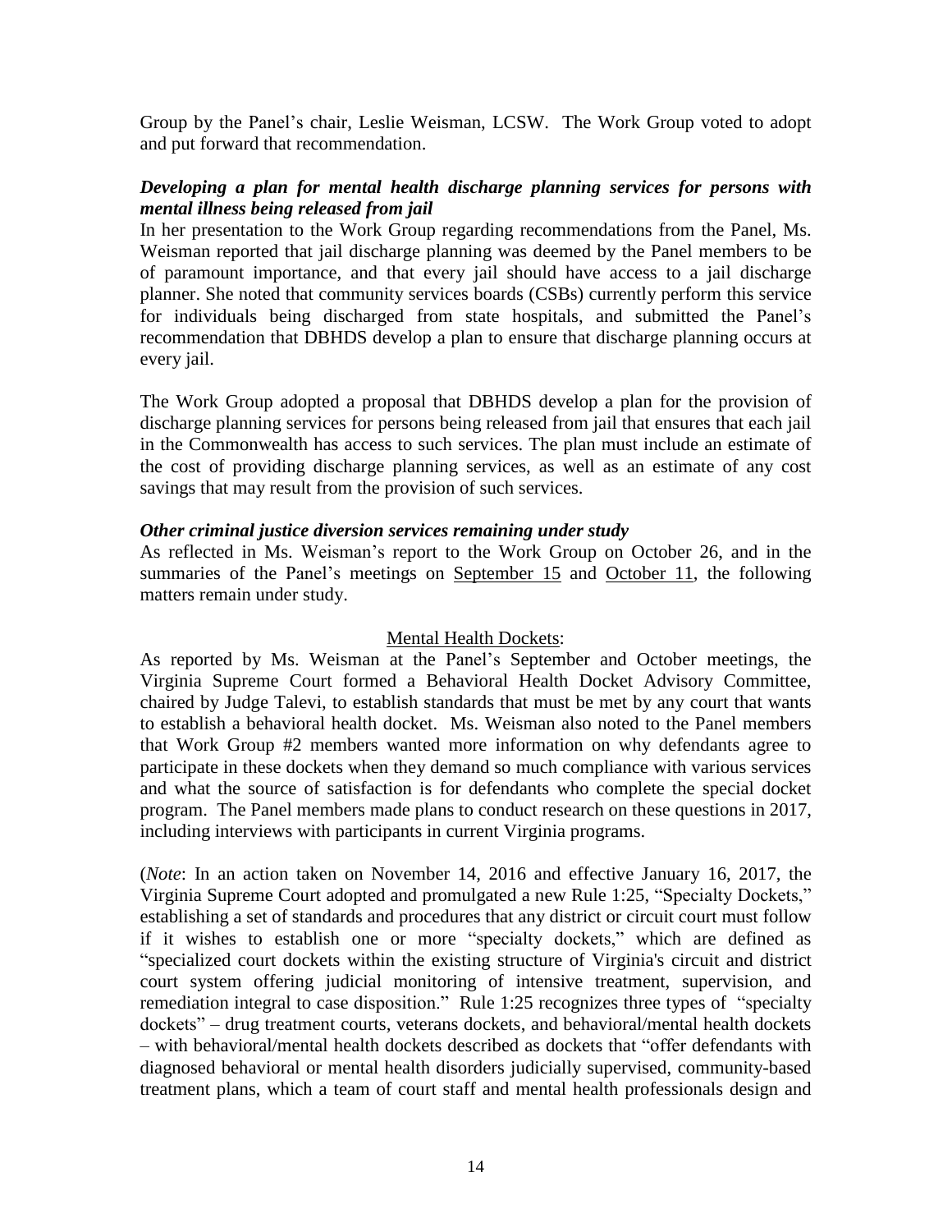Group by the Panel's chair, Leslie Weisman, LCSW. The Work Group voted to adopt and put forward that recommendation.

***Developing a plan for mental health discharge planning services for persons with mental illness being released from jail***

In her presentation to the Work Group regarding recommendations from the Panel, Ms. Weisman reported that jail discharge planning was deemed by the Panel members to be of paramount importance, and that every jail should have access to a jail discharge planner. She noted that community services boards (CSBs) currently perform this service for individuals being discharged from state hospitals, and submitted the Panel's recommendation that DBHDS develop a plan to ensure that discharge planning occurs at every jail.

The Work Group adopted a proposal that DBHDS develop a plan for the provision of discharge planning services for persons being released from jail that ensures that each jail in the Commonwealth has access to such services. The plan must include an estimate of the cost of providing discharge planning services, as well as an estimate of any cost savings that may result from the provision of such services.

***Other criminal justice diversion services remaining under study***

As reflected in Ms. Weisman's report to the Work Group on October 26, and in the summaries of the Panel's meetings on September 15 and October 11, the following matters remain under study.

Mental Health Dockets:

As reported by Ms. Weisman at the Panel's September and October meetings, the Virginia Supreme Court formed a Behavioral Health Docket Advisory Committee, chaired by Judge Talevi, to establish standards that must be met by any court that wants to establish a behavioral health docket. Ms. Weisman also noted to the Panel members that Work Group #2 members wanted more information on why defendants agree to participate in these dockets when they demand so much compliance with various services and what the source of satisfaction is for defendants who complete the special docket program. The Panel members made plans to conduct research on these questions in 2017, including interviews with participants in current Virginia programs.

(*Note*: In an action taken on November 14, 2016 and effective January 16, 2017, the Virginia Supreme Court adopted and promulgated a new Rule 1:25, "Specialty Dockets," establishing a set of standards and procedures that any district or circuit court must follow if it wishes to establish one or more "specialty dockets," which are defined as "specialized court dockets within the existing structure of Virginia's circuit and district court system offering judicial monitoring of intensive treatment, supervision, and remediation integral to case disposition." Rule 1:25 recognizes three types of "specialty dockets" – drug treatment courts, veterans dockets, and behavioral/mental health dockets – with behavioral/mental health dockets described as dockets that "offer defendants with diagnosed behavioral or mental health disorders judicially supervised, community-based treatment plans, which a team of court staff and mental health professionals design and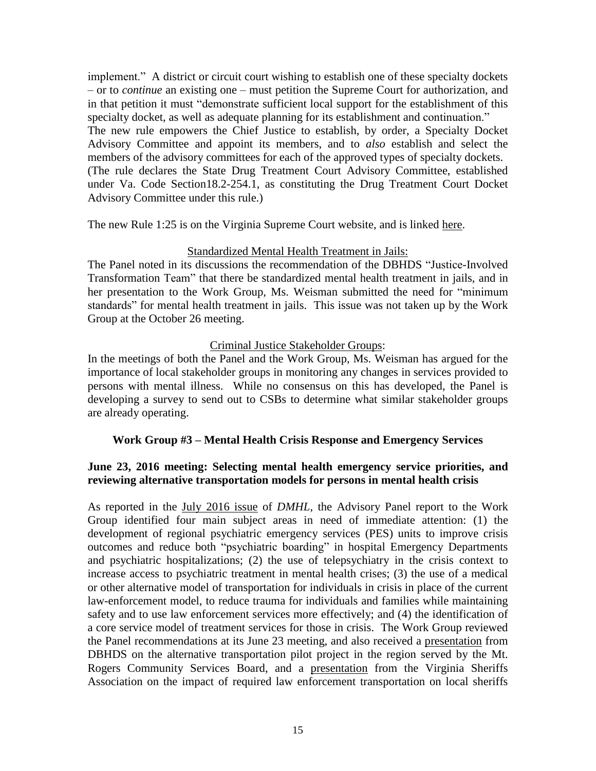implement." A district or circuit court wishing to establish one of these specialty dockets – or to *continue* an existing one – must petition the Supreme Court for authorization, and in that petition it must "demonstrate sufficient local support for the establishment of this specialty docket, as well as adequate planning for its establishment and continuation." The new rule empowers the Chief Justice to establish, by order, a Specialty Docket Advisory Committee and appoint its members, and to *also* establish and select the members of the advisory committees for each of the approved types of specialty dockets. (The rule declares the State Drug Treatment Court Advisory Committee, established under Va. Code Section18.2-254.1, as constituting the Drug Treatment Court Docket Advisory Committee under this rule.)

The new Rule 1:25 is on the Virginia Supreme Court website, and is linked here.

Standardized Mental Health Treatment in Jails:

The Panel noted in its discussions the recommendation of the DBHDS "Justice-Involved Transformation Team" that there be standardized mental health treatment in jails, and in her presentation to the Work Group, Ms. Weisman submitted the need for "minimum standards" for mental health treatment in jails. This issue was not taken up by the Work Group at the October 26 meeting.

Criminal Justice Stakeholder Groups:

In the meetings of both the Panel and the Work Group, Ms. Weisman has argued for the importance of local stakeholder groups in monitoring any changes in services provided to persons with mental illness. While no consensus on this has developed, the Panel is developing a survey to send out to CSBs to determine what similar stakeholder groups are already operating.

### Work Group #3 – Mental Health Crisis Response and Emergency Services

### June 23, 2016 meeting: Selecting mental health emergency service priorities, and reviewing alternative transportation models for persons in mental health crisis

As reported in the July 2016 issue of *DMHL*, the Advisory Panel report to the Work Group identified four main subject areas in need of immediate attention: (1) the development of regional psychiatric emergency services (PES) units to improve crisis outcomes and reduce both "psychiatric boarding" in hospital Emergency Departments and psychiatric hospitalizations; (2) the use of telepsychiatry in the crisis context to increase access to psychiatric treatment in mental health crises; (3) the use of a medical or other alternative model of transportation for individuals in crisis in place of the current law-enforcement model, to reduce trauma for individuals and families while maintaining safety and to use law enforcement services more effectively; and (4) the identification of a core service model of treatment services for those in crisis. The Work Group reviewed the Panel recommendations at its June 23 meeting, and also received a presentation from DBHDS on the alternative transportation pilot project in the region served by the Mt. Rogers Community Services Board, and a presentation from the Virginia Sheriffs Association on the impact of required law enforcement transportation on local sheriffs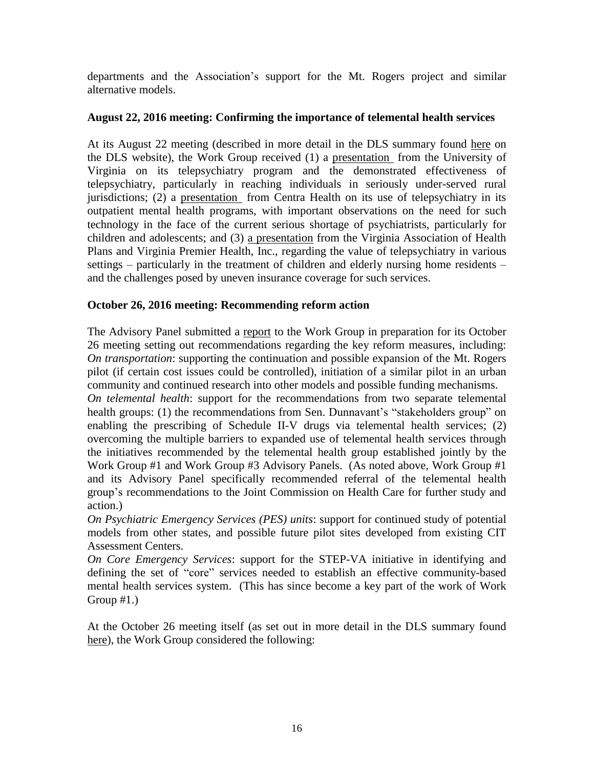departments and the Association's support for the Mt. Rogers project and similar alternative models.

**August 22, 2016 meeting: Confirming the importance of telemental health services**

At its August 22 meeting (described in more detail in the DLS summary found here on the DLS website), the Work Group received (1) a presentation from the University of Virginia on its telepsychiatry program and the demonstrated effectiveness of telepsychiatry, particularly in reaching individuals in seriously under-served rural jurisdictions; (2) a presentation from Centra Health on its use of telepsychiatry in its outpatient mental health programs, with important observations on the need for such technology in the face of the current serious shortage of psychiatrists, particularly for children and adolescents; and (3) a presentation from the Virginia Association of Health Plans and Virginia Premier Health, Inc., regarding the value of telepsychiatry in various settings – particularly in the treatment of children and elderly nursing home residents – and the challenges posed by uneven insurance coverage for such services.

**October 26, 2016 meeting: Recommending reform action**

The Advisory Panel submitted a report to the Work Group in preparation for its October 26 meeting setting out recommendations regarding the key reform measures, including:

*On transportation*: supporting the continuation and possible expansion of the Mt. Rogers pilot (if certain cost issues could be controlled), initiation of a similar pilot in an urban community and continued research into other models and possible funding mechanisms.

*On telemental health*: support for the recommendations from two separate telemental health groups: (1) the recommendations from Sen. Dunnavant's "stakeholders group" on enabling the prescribing of Schedule II-V drugs via telemental health services; (2) overcoming the multiple barriers to expanded use of telemental health services through the initiatives recommended by the telemental health group established jointly by the Work Group #1 and Work Group #3 Advisory Panels. (As noted above, Work Group #1 and its Advisory Panel specifically recommended referral of the telemental health group's recommendations to the Joint Commission on Health Care for further study and action.)

*On Psychiatric Emergency Services (PES) units*: support for continued study of potential models from other states, and possible future pilot sites developed from existing CIT Assessment Centers.

*On Core Emergency Services*: support for the STEP-VA initiative in identifying and defining the set of "core" services needed to establish an effective community-based mental health services system. (This has since become a key part of the work of Work Group #1.)

At the October 26 meeting itself (as set out in more detail in the DLS summary found here), the Work Group considered the following: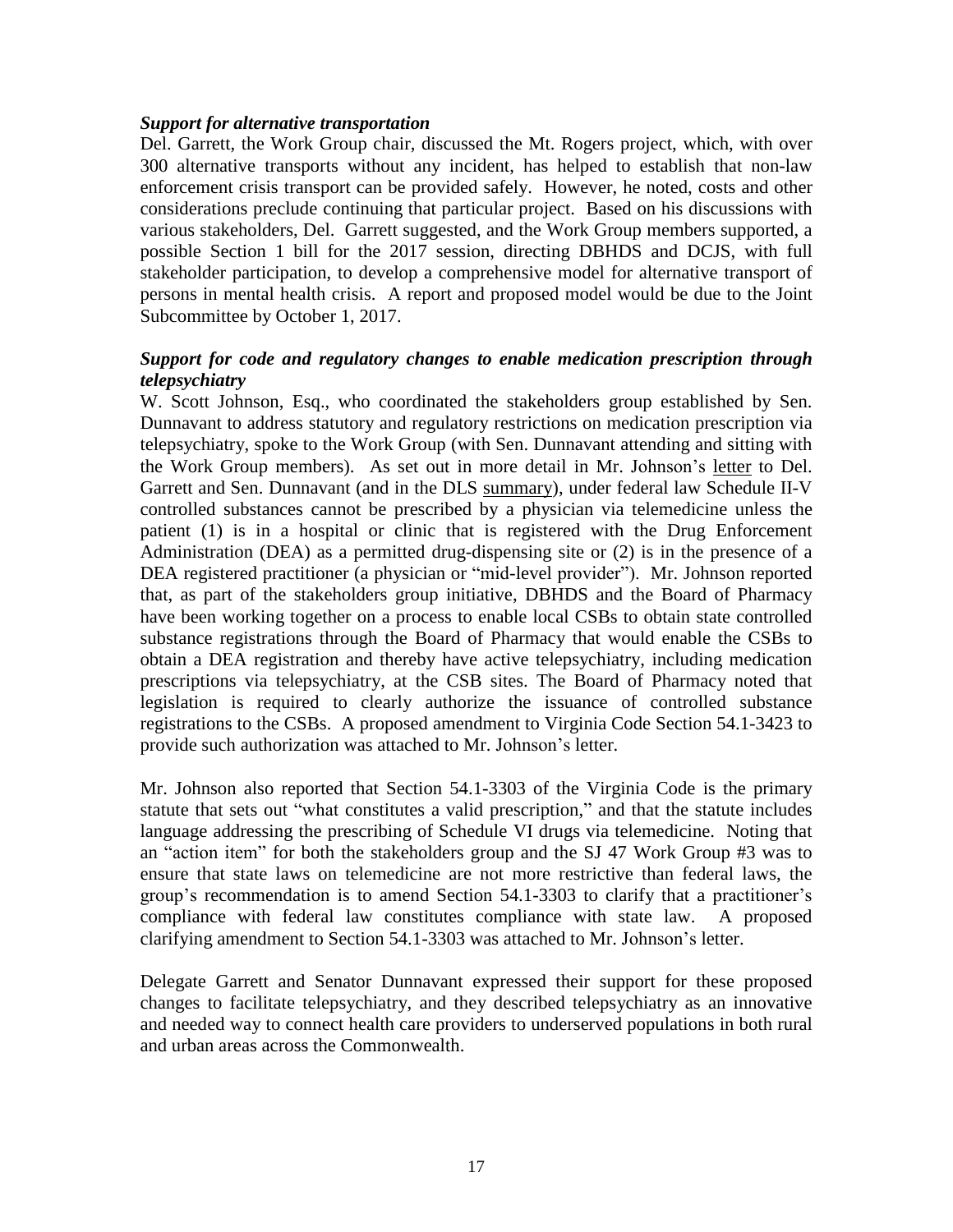***Support for alternative transportation***

Del. Garrett, the Work Group chair, discussed the Mt. Rogers project, which, with over 300 alternative transports without any incident, has helped to establish that non-law enforcement crisis transport can be provided safely. However, he noted, costs and other considerations preclude continuing that particular project. Based on his discussions with various stakeholders, Del. Garrett suggested, and the Work Group members supported, a possible Section 1 bill for the 2017 session, directing DBHDS and DCJS, with full stakeholder participation, to develop a comprehensive model for alternative transport of persons in mental health crisis. A report and proposed model would be due to the Joint Subcommittee by October 1, 2017.

***Support for code and regulatory changes to enable medication prescription through telepsychiatry***

W. Scott Johnson, Esq., who coordinated the stakeholders group established by Sen. Dunnavant to address statutory and regulatory restrictions on medication prescription via telepsychiatry, spoke to the Work Group (with Sen. Dunnavant attending and sitting with the Work Group members). As set out in more detail in Mr. Johnson's letter to Del. Garrett and Sen. Dunnavant (and in the DLS summary), under federal law Schedule II-V controlled substances cannot be prescribed by a physician via telemedicine unless the patient (1) is in a hospital or clinic that is registered with the Drug Enforcement Administration (DEA) as a permitted drug-dispensing site or (2) is in the presence of a DEA registered practitioner (a physician or "mid-level provider"). Mr. Johnson reported that, as part of the stakeholders group initiative, DBHDS and the Board of Pharmacy have been working together on a process to enable local CSBs to obtain state controlled substance registrations through the Board of Pharmacy that would enable the CSBs to obtain a DEA registration and thereby have active telepsychiatry, including medication prescriptions via telepsychiatry, at the CSB sites. The Board of Pharmacy noted that legislation is required to clearly authorize the issuance of controlled substance registrations to the CSBs. A proposed amendment to Virginia Code Section 54.1-3423 to provide such authorization was attached to Mr. Johnson's letter.

Mr. Johnson also reported that Section 54.1-3303 of the Virginia Code is the primary statute that sets out "what constitutes a valid prescription," and that the statute includes language addressing the prescribing of Schedule VI drugs via telemedicine. Noting that an "action item" for both the stakeholders group and the SJ 47 Work Group #3 was to ensure that state laws on telemedicine are not more restrictive than federal laws, the group's recommendation is to amend Section 54.1-3303 to clarify that a practitioner's compliance with federal law constitutes compliance with state law. A proposed clarifying amendment to Section 54.1-3303 was attached to Mr. Johnson's letter.

Delegate Garrett and Senator Dunnavant expressed their support for these proposed changes to facilitate telepsychiatry, and they described telepsychiatry as an innovative and needed way to connect health care providers to underserved populations in both rural and urban areas across the Commonwealth.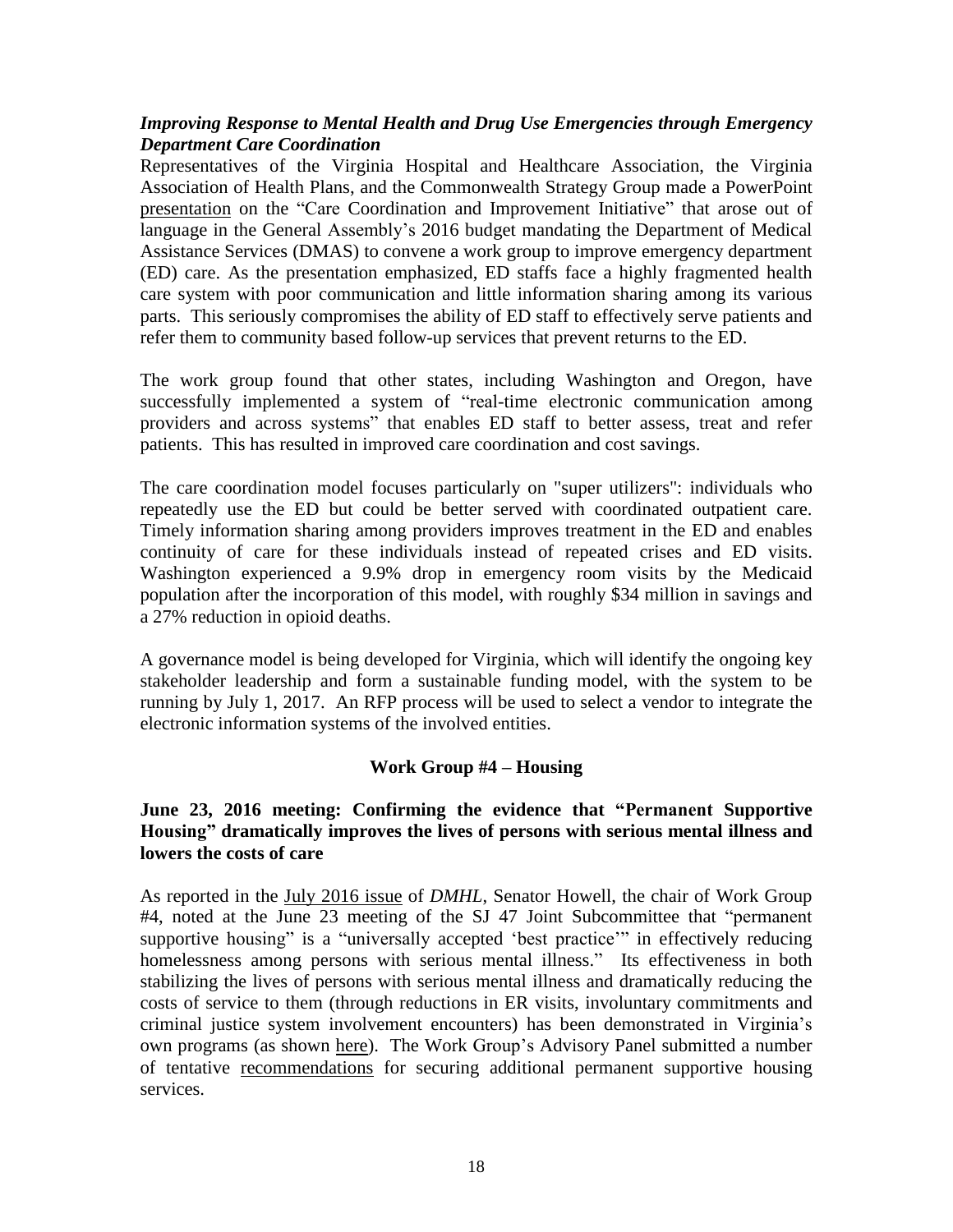***Improving Response to Mental Health and Drug Use Emergencies through Emergency Department Care Coordination***

Representatives of the Virginia Hospital and Healthcare Association, the Virginia Association of Health Plans, and the Commonwealth Strategy Group made a PowerPoint presentation on the "Care Coordination and Improvement Initiative" that arose out of language in the General Assembly's 2016 budget mandating the Department of Medical Assistance Services (DMAS) to convene a work group to improve emergency department (ED) care. As the presentation emphasized, ED staffs face a highly fragmented health care system with poor communication and little information sharing among its various parts. This seriously compromises the ability of ED staff to effectively serve patients and refer them to community based follow-up services that prevent returns to the ED.

The work group found that other states, including Washington and Oregon, have successfully implemented a system of "real-time electronic communication among providers and across systems" that enables ED staff to better assess, treat and refer patients. This has resulted in improved care coordination and cost savings.

The care coordination model focuses particularly on "super utilizers": individuals who repeatedly use the ED but could be better served with coordinated outpatient care. Timely information sharing among providers improves treatment in the ED and enables continuity of care for these individuals instead of repeated crises and ED visits. Washington experienced a 9.9% drop in emergency room visits by the Medicaid population after the incorporation of this model, with roughly $34 million in savings and a 27% reduction in opioid deaths.

A governance model is being developed for Virginia, which will identify the ongoing key stakeholder leadership and form a sustainable funding model, with the system to be running by July 1, 2017. An RFP process will be used to select a vendor to integrate the electronic information systems of the involved entities.

## Work Group #4 – Housing

### June 23, 2016 meeting: Confirming the evidence that "Permanent Supportive Housing" dramatically improves the lives of persons with serious mental illness and lowers the costs of care

As reported in the July 2016 issue of *DMHL*, Senator Howell, the chair of Work Group #4, noted at the June 23 meeting of the SJ 47 Joint Subcommittee that "permanent supportive housing" is a "universally accepted 'best practice'" in effectively reducing homelessness among persons with serious mental illness." Its effectiveness in both stabilizing the lives of persons with serious mental illness and dramatically reducing the costs of service to them (through reductions in ER visits, involuntary commitments and criminal justice system involvement encounters) has been demonstrated in Virginia's own programs (as shown here). The Work Group's Advisory Panel submitted a number of tentative recommendations for securing additional permanent supportive housing services.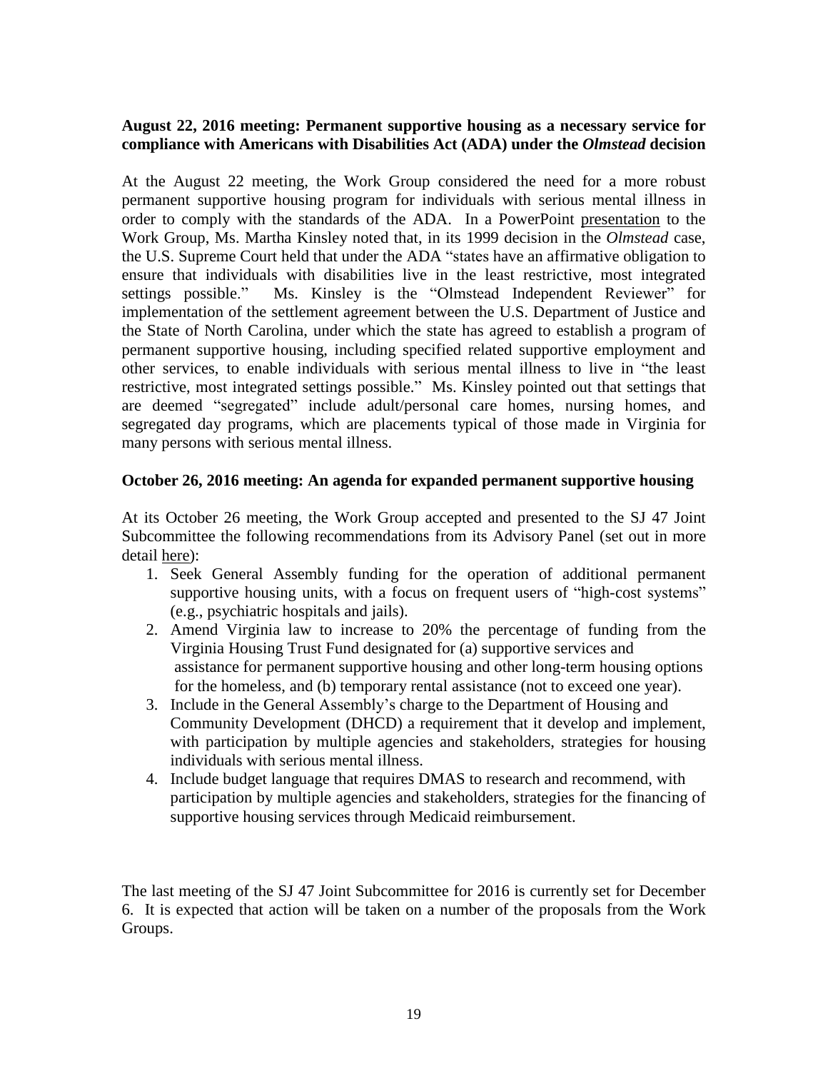**August 22, 2016 meeting: Permanent supportive housing as a necessary service for compliance with Americans with Disabilities Act (ADA) under the *Olmstead* decision**

At the August 22 meeting, the Work Group considered the need for a more robust permanent supportive housing program for individuals with serious mental illness in order to comply with the standards of the ADA. In a PowerPoint presentation to the Work Group, Ms. Martha Kinsley noted that, in its 1999 decision in the *Olmstead* case, the U.S. Supreme Court held that under the ADA "states have an affirmative obligation to ensure that individuals with disabilities live in the least restrictive, most integrated settings possible." Ms. Kinsley is the "Olmstead Independent Reviewer" for implementation of the settlement agreement between the U.S. Department of Justice and the State of North Carolina, under which the state has agreed to establish a program of permanent supportive housing, including specified related supportive employment and other services, to enable individuals with serious mental illness to live in "the least restrictive, most integrated settings possible." Ms. Kinsley pointed out that settings that are deemed "segregated" include adult/personal care homes, nursing homes, and segregated day programs, which are placements typical of those made in Virginia for many persons with serious mental illness.

**October 26, 2016 meeting: An agenda for expanded permanent supportive housing**

At its October 26 meeting, the Work Group accepted and presented to the SJ 47 Joint Subcommittee the following recommendations from its Advisory Panel (set out in more detail here):

1. Seek General Assembly funding for the operation of additional permanent supportive housing units, with a focus on frequent users of "high-cost systems" (e.g., psychiatric hospitals and jails).
2. Amend Virginia law to increase to 20% the percentage of funding from the Virginia Housing Trust Fund designated for (a) supportive services and assistance for permanent supportive housing and other long-term housing options for the homeless, and (b) temporary rental assistance (not to exceed one year).
3. Include in the General Assembly's charge to the Department of Housing and Community Development (DHCD) a requirement that it develop and implement, with participation by multiple agencies and stakeholders, strategies for housing individuals with serious mental illness.
4. Include budget language that requires DMAS to research and recommend, with participation by multiple agencies and stakeholders, strategies for the financing of supportive housing services through Medicaid reimbursement.

The last meeting of the SJ 47 Joint Subcommittee for 2016 is currently set for December 6. It is expected that action will be taken on a number of the proposals from the Work Groups.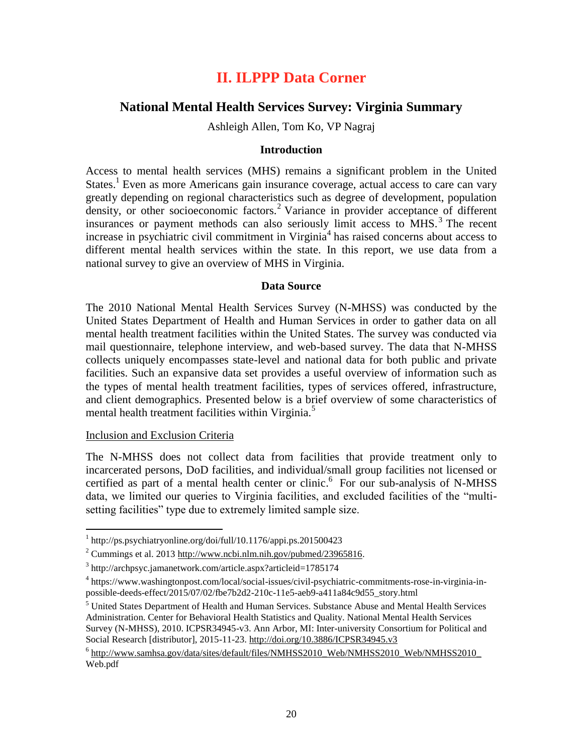# II. ILPPP Data Corner

## National Mental Health Services Survey: Virginia Summary

Ashleigh Allen, Tom Ko, VP Nagraj

### Introduction

Access to mental health services (MHS) remains a significant problem in the United States.[1] Even as more Americans gain insurance coverage, actual access to care can vary greatly depending on regional characteristics such as degree of development, population density, or other socioeconomic factors.[2] Variance in provider acceptance of different insurances or payment methods can also seriously limit access to MHS.[3] The recent increase in psychiatric civil commitment in Virginia[4] has raised concerns about access to different mental health services within the state. In this report, we use data from a national survey to give an overview of MHS in Virginia.

### Data Source

The 2010 National Mental Health Services Survey (N-MHSS) was conducted by the United States Department of Health and Human Services in order to gather data on all mental health treatment facilities within the United States. The survey was conducted via mail questionnaire, telephone interview, and web-based survey. The data that N-MHSS collects uniquely encompasses state-level and national data for both public and private facilities. Such an expansive data set provides a useful overview of information such as the types of mental health treatment facilities, types of services offered, infrastructure, and client demographics. Presented below is a brief overview of some characteristics of mental health treatment facilities within Virginia.[5]

Inclusion and Exclusion Criteria

The N-MHSS does not collect data from facilities that provide treatment only to incarcerated persons, DoD facilities, and individual/small group facilities not licensed or certified as part of a mental health center or clinic.[6] For our sub-analysis of N-MHSS data, we limited our queries to Virginia facilities, and excluded facilities of the "multi-setting facilities" type due to extremely limited sample size.

---

[1] http://ps.psychiatryonline.org/doi/full/10.1176/appi.ps.201500423

[2] Cummings et al. 2013 http://www.ncbi.nlm.nih.gov/pubmed/23965816.

[3] http://archpsyc.jamanetwork.com/article.aspx?articleid=1785174

[4] https://www.washingtonpost.com/local/social-issues/civil-psychiatric-commitments-rose-in-virginia-in-possible-deeds-effect/2015/07/02/fbe7b2d2-210c-11e5-aeb9-a411a84c9d55_story.html

[5] United States Department of Health and Human Services. Substance Abuse and Mental Health Services Administration. Center for Behavioral Health Statistics and Quality. National Mental Health Services Survey (N-MHSS), 2010. ICPSR34945-v3. Ann Arbor, MI: Inter-university Consortium for Political and Social Research [distributor], 2015-11-23. http://doi.org/10.3886/ICPSR34945.v3

[6] http://www.samhsa.gov/data/sites/default/files/NMHSS2010_Web/NMHSS2010_Web/NMHSS2010_Web.pdf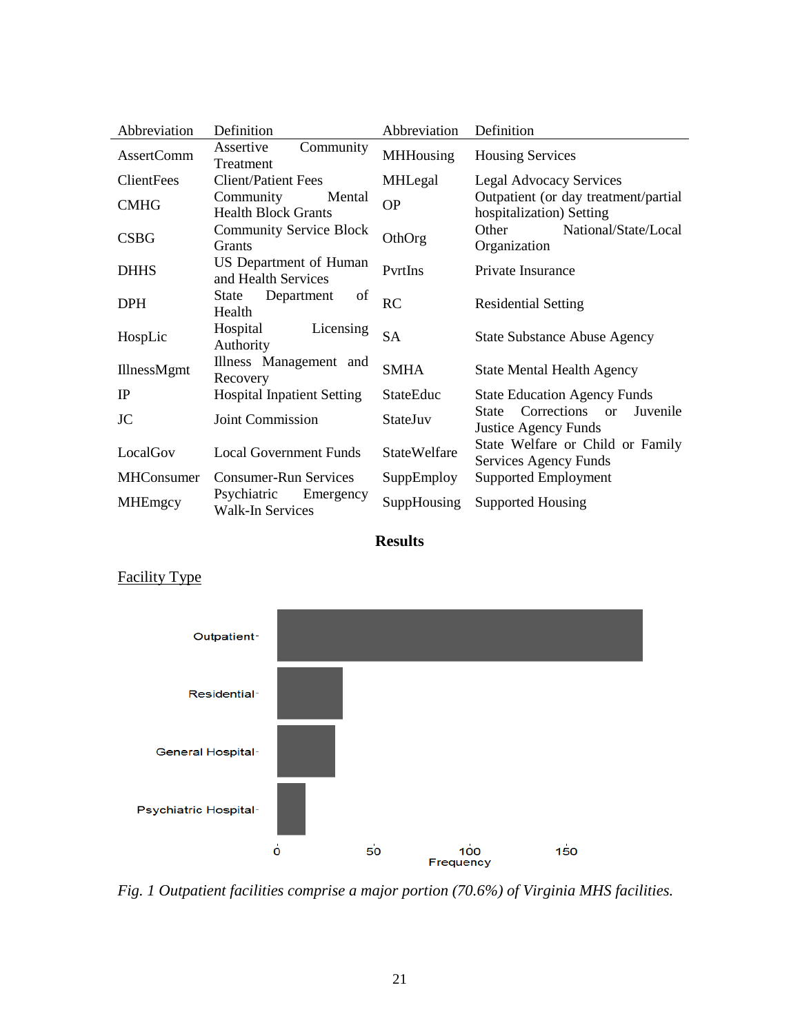| Abbreviation | Definition | Abbreviation | Definition |
|---|---|---|---|
| AssertComm | Assertive Community Treatment | MHHousing | Housing Services |
| ClientFees | Client/Patient Fees | MHLegal | Legal Advocacy Services |
| CMHG | Community Mental Health Block Grants | OP | Outpatient (or day treatment/partial hospitalization) Setting |
| CSBG | Community Service Block Grants | OthOrg | Other National/State/Local Organization |
| DHHS | US Department of Human and Health Services | PvrtIns | Private Insurance |
| DPH | State Department of Health | RC | Residential Setting |
| HospLic | Hospital Licensing Authority | SA | State Substance Abuse Agency |
| IllnessMgmt | Illness Management and Recovery | SMHA | State Mental Health Agency |
| IP | Hospital Inpatient Setting | StateEduc | State Education Agency Funds |
| JC | Joint Commission | StateJuv | State Corrections or Juvenile Justice Agency Funds |
| LocalGov | Local Government Funds | StateWelfare | State Welfare or Child or Family Services Agency Funds |
| MHConsumer | Consumer-Run Services | SuppEmploy | Supported Employment |
| MHEmgcy | Psychiatric Emergency Walk-In Services | SuppHousing | Supported Housing |

## Results

Facility Type

*Fig. 1 Outpatient facilities comprise a major portion (70.6%) of Virginia MHS facilities.*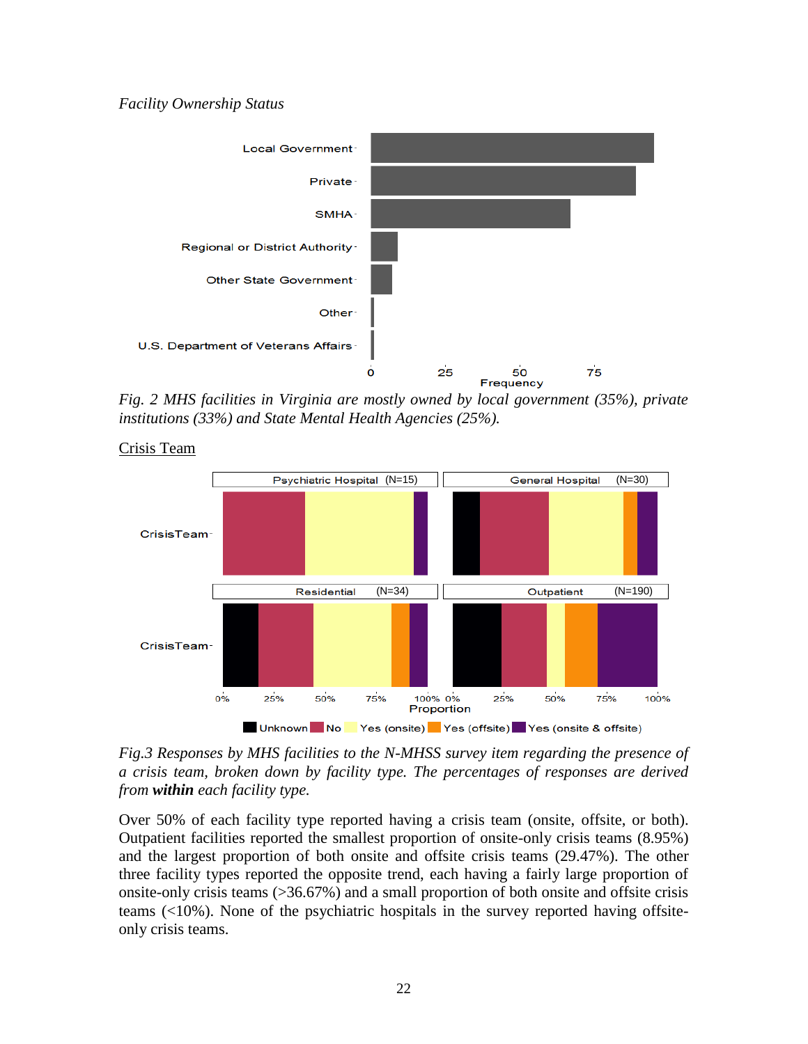*Facility Ownership Status*

*Fig. 2 MHS facilities in Virginia are mostly owned by local government (35%), private institutions (33%) and State Mental Health Agencies (25%).*

Crisis Team

*Fig.3 Responses by MHS facilities to the N-MHSS survey item regarding the presence of a crisis team, broken down by facility type. The percentages of responses are derived from* ***within*** *each facility type.*

Over 50% of each facility type reported having a crisis team (onsite, offsite, or both). Outpatient facilities reported the smallest proportion of onsite-only crisis teams (8.95%) and the largest proportion of both onsite and offsite crisis teams (29.47%). The other three facility types reported the opposite trend, each having a fairly large proportion of onsite-only crisis teams (>36.67%) and a small proportion of both onsite and offsite crisis teams (<10%). None of the psychiatric hospitals in the survey reported having offsite-only crisis teams.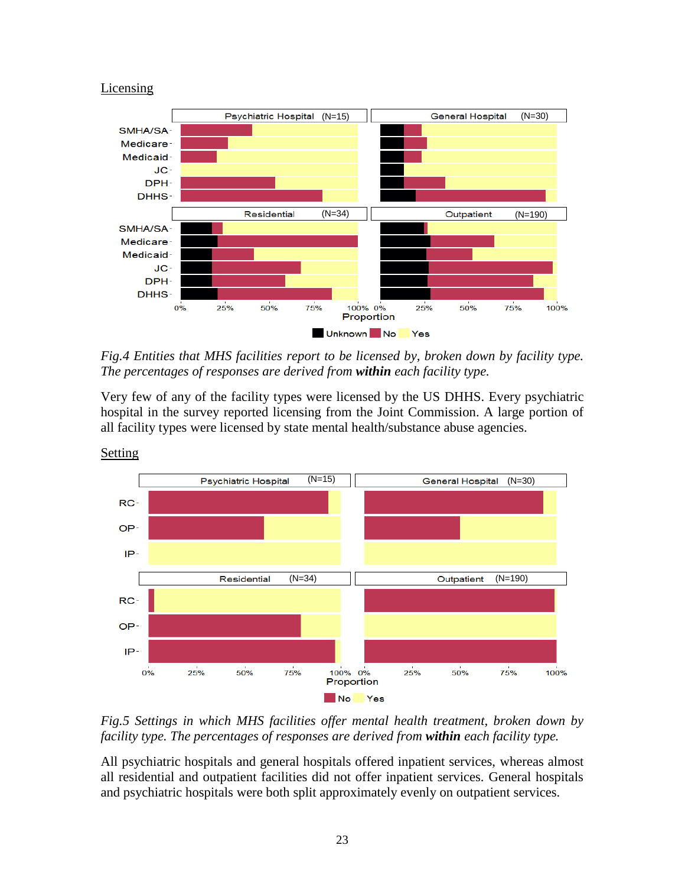Licensing

*Fig.4 Entities that MHS facilities report to be licensed by, broken down by facility type. The percentages of responses are derived from **within** each facility type.*

Very few of any of the facility types were licensed by the US DHHS. Every psychiatric hospital in the survey reported licensing from the Joint Commission. A large portion of all facility types were licensed by state mental health/substance abuse agencies.

Setting

*Fig.5 Settings in which MHS facilities offer mental health treatment, broken down by facility type. The percentages of responses are derived from **within** each facility type.*

All psychiatric hospitals and general hospitals offered inpatient services, whereas almost all residential and outpatient facilities did not offer inpatient services. General hospitals and psychiatric hospitals were both split approximately evenly on outpatient services.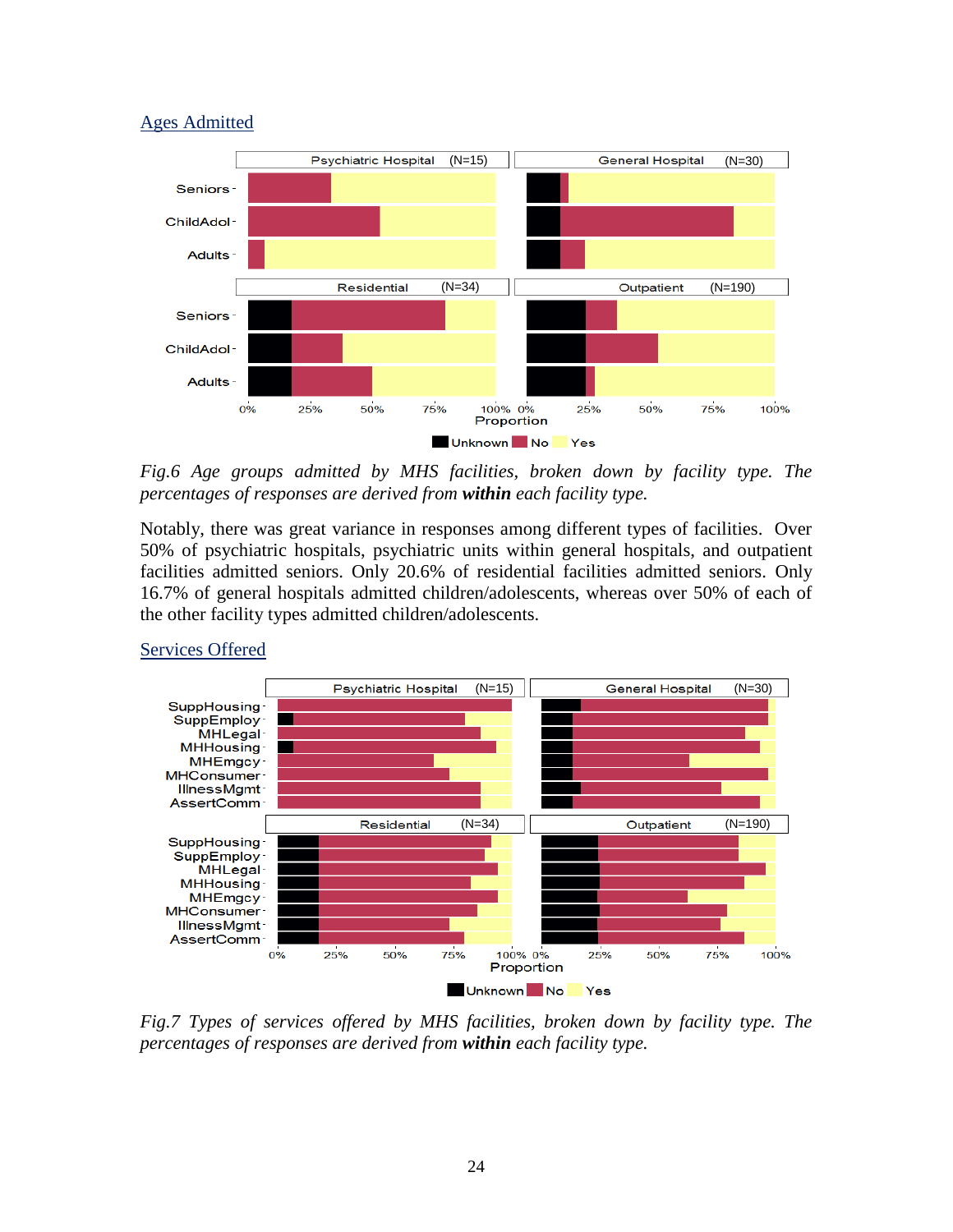## Ages Admitted

*Fig.6 Age groups admitted by MHS facilities, broken down by facility type. The percentages of responses are derived from* ***within*** *each facility type.*

Notably, there was great variance in responses among different types of facilities. Over 50% of psychiatric hospitals, psychiatric units within general hospitals, and outpatient facilities admitted seniors. Only 20.6% of residential facilities admitted seniors. Only 16.7% of general hospitals admitted children/adolescents, whereas over 50% of each of the other facility types admitted children/adolescents.

## Services Offered

*Fig.7 Types of services offered by MHS facilities, broken down by facility type. The percentages of responses are derived from* ***within*** *each facility type.*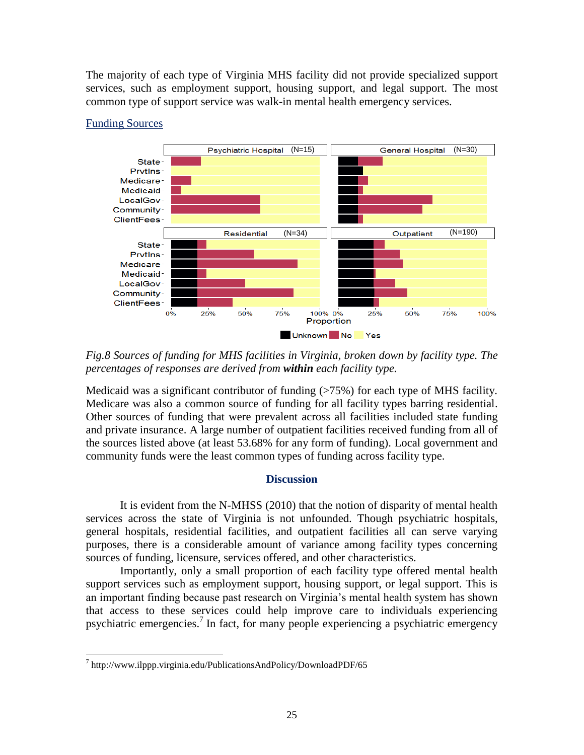The majority of each type of Virginia MHS facility did not provide specialized support services, such as employment support, housing support, and legal support. The most common type of support service was walk-in mental health emergency services.

## Funding Sources

*Fig.8 Sources of funding for MHS facilities in Virginia, broken down by facility type. The percentages of responses are derived from **within** each facility type.*

Medicaid was a significant contributor of funding (>75%) for each type of MHS facility. Medicare was also a common source of funding for all facility types barring residential. Other sources of funding that were prevalent across all facilities included state funding and private insurance. A large number of outpatient facilities received funding from all of the sources listed above (at least 53.68% for any form of funding). Local government and community funds were the least common types of funding across facility type.

## Discussion

It is evident from the N-MHSS (2010) that the notion of disparity of mental health services across the state of Virginia is not unfounded. Though psychiatric hospitals, general hospitals, residential facilities, and outpatient facilities all can serve varying purposes, there is a considerable amount of variance among facility types concerning sources of funding, licensure, services offered, and other characteristics.

Importantly, only a small proportion of each facility type offered mental health support services such as employment support, housing support, or legal support. This is an important finding because past research on Virginia's mental health system has shown that access to these services could help improve care to individuals experiencing psychiatric emergencies.[7] In fact, for many people experiencing a psychiatric emergency

[7] http://www.ilppp.virginia.edu/PublicationsAndPolicy/DownloadPDF/65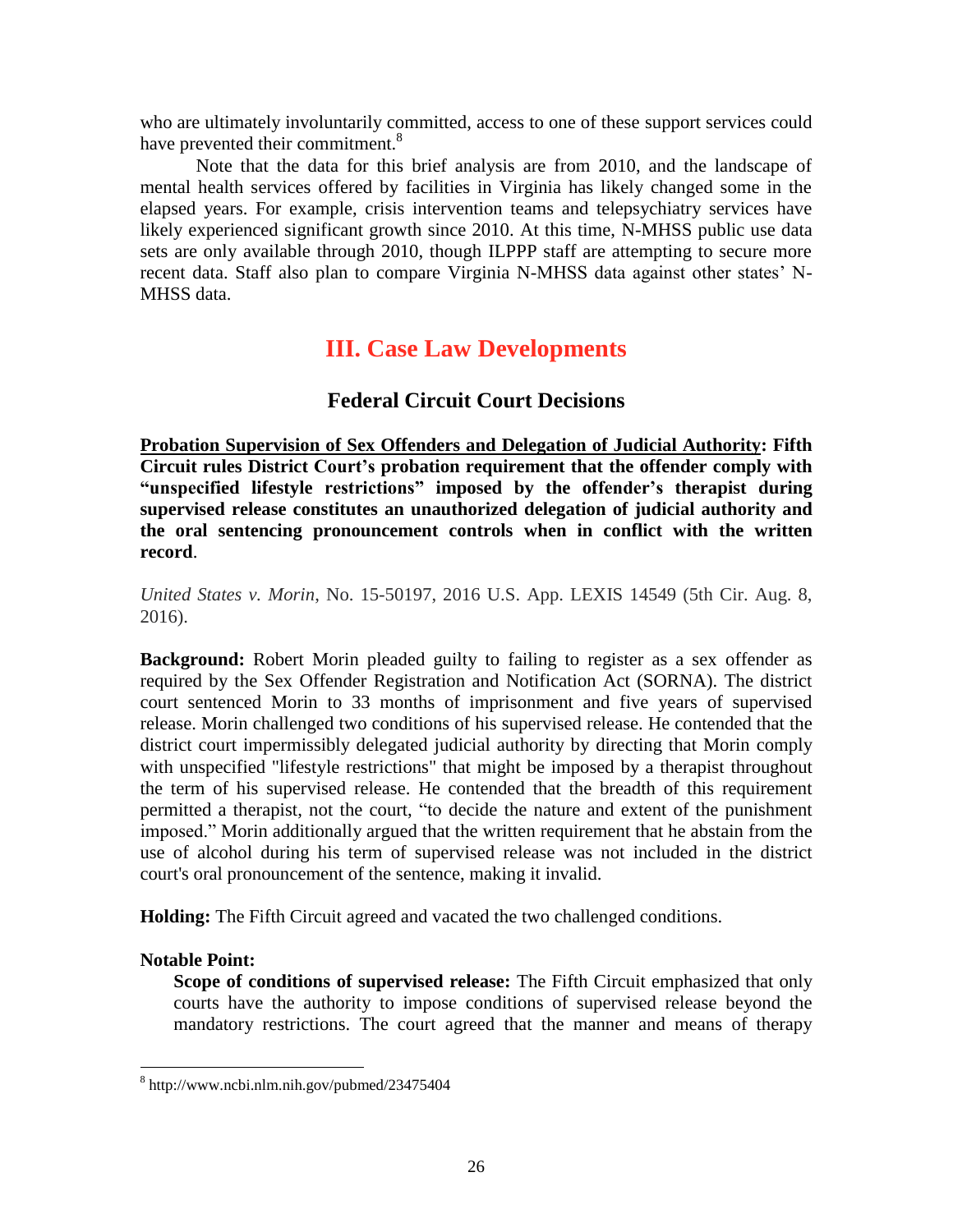who are ultimately involuntarily committed, access to one of these support services could have prevented their commitment.[8]

Note that the data for this brief analysis are from 2010, and the landscape of mental health services offered by facilities in Virginia has likely changed some in the elapsed years. For example, crisis intervention teams and telepsychiatry services have likely experienced significant growth since 2010. At this time, N-MHSS public use data sets are only available through 2010, though ILPPP staff are attempting to secure more recent data. Staff also plan to compare Virginia N-MHSS data against other states' N-MHSS data.

# III. Case Law Developments

## Federal Circuit Court Decisions

**<u>Probation Supervision of Sex Offenders and Delegation of Judicial Authority</u>: Fifth Circuit rules District Court's probation requirement that the offender comply with "unspecified lifestyle restrictions" imposed by the offender's therapist during supervised release constitutes an unauthorized delegation of judicial authority and the oral sentencing pronouncement controls when in conflict with the written record**.

*United States v. Morin*, No. 15-50197, 2016 U.S. App. LEXIS 14549 (5th Cir. Aug. 8, 2016).

**Background:** Robert Morin pleaded guilty to failing to register as a sex offender as required by the Sex Offender Registration and Notification Act (SORNA). The district court sentenced Morin to 33 months of imprisonment and five years of supervised release. Morin challenged two conditions of his supervised release. He contended that the district court impermissibly delegated judicial authority by directing that Morin comply with unspecified "lifestyle restrictions" that might be imposed by a therapist throughout the term of his supervised release. He contended that the breadth of this requirement permitted a therapist, not the court, "to decide the nature and extent of the punishment imposed." Morin additionally argued that the written requirement that he abstain from the use of alcohol during his term of supervised release was not included in the district court's oral pronouncement of the sentence, making it invalid.

**Holding:** The Fifth Circuit agreed and vacated the two challenged conditions.

**Notable Point:**

**Scope of conditions of supervised release:** The Fifth Circuit emphasized that only courts have the authority to impose conditions of supervised release beyond the mandatory restrictions. The court agreed that the manner and means of therapy

---

[8] http://www.ncbi.nlm.nih.gov/pubmed/23475404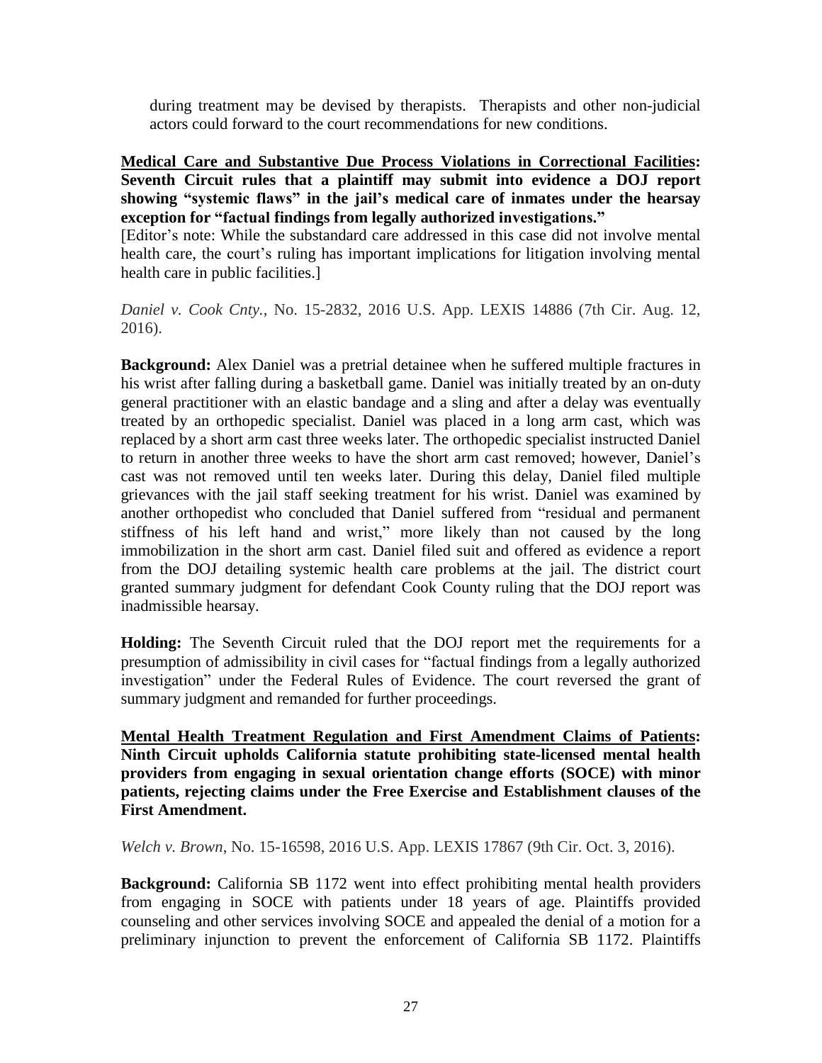during treatment may be devised by therapists. Therapists and other non-judicial actors could forward to the court recommendations for new conditions.

**Medical Care and Substantive Due Process Violations in Correctional Facilities: Seventh Circuit rules that a plaintiff may submit into evidence a DOJ report showing "systemic flaws" in the jail's medical care of inmates under the hearsay exception for "factual findings from legally authorized investigations."**

[Editor's note: While the substandard care addressed in this case did not involve mental health care, the court's ruling has important implications for litigation involving mental health care in public facilities.]

*Daniel v. Cook Cnty.*, No. 15-2832, 2016 U.S. App. LEXIS 14886 (7th Cir. Aug. 12, 2016).

**Background:** Alex Daniel was a pretrial detainee when he suffered multiple fractures in his wrist after falling during a basketball game. Daniel was initially treated by an on-duty general practitioner with an elastic bandage and a sling and after a delay was eventually treated by an orthopedic specialist. Daniel was placed in a long arm cast, which was replaced by a short arm cast three weeks later. The orthopedic specialist instructed Daniel to return in another three weeks to have the short arm cast removed; however, Daniel's cast was not removed until ten weeks later. During this delay, Daniel filed multiple grievances with the jail staff seeking treatment for his wrist. Daniel was examined by another orthopedist who concluded that Daniel suffered from "residual and permanent stiffness of his left hand and wrist," more likely than not caused by the long immobilization in the short arm cast. Daniel filed suit and offered as evidence a report from the DOJ detailing systemic health care problems at the jail. The district court granted summary judgment for defendant Cook County ruling that the DOJ report was inadmissible hearsay.

**Holding:** The Seventh Circuit ruled that the DOJ report met the requirements for a presumption of admissibility in civil cases for "factual findings from a legally authorized investigation" under the Federal Rules of Evidence. The court reversed the grant of summary judgment and remanded for further proceedings.

**Mental Health Treatment Regulation and First Amendment Claims of Patients: Ninth Circuit upholds California statute prohibiting state-licensed mental health providers from engaging in sexual orientation change efforts (SOCE) with minor patients, rejecting claims under the Free Exercise and Establishment clauses of the First Amendment.**

*Welch v. Brown*, No. 15-16598, 2016 U.S. App. LEXIS 17867 (9th Cir. Oct. 3, 2016).

**Background:** California SB 1172 went into effect prohibiting mental health providers from engaging in SOCE with patients under 18 years of age. Plaintiffs provided counseling and other services involving SOCE and appealed the denial of a motion for a preliminary injunction to prevent the enforcement of California SB 1172. Plaintiffs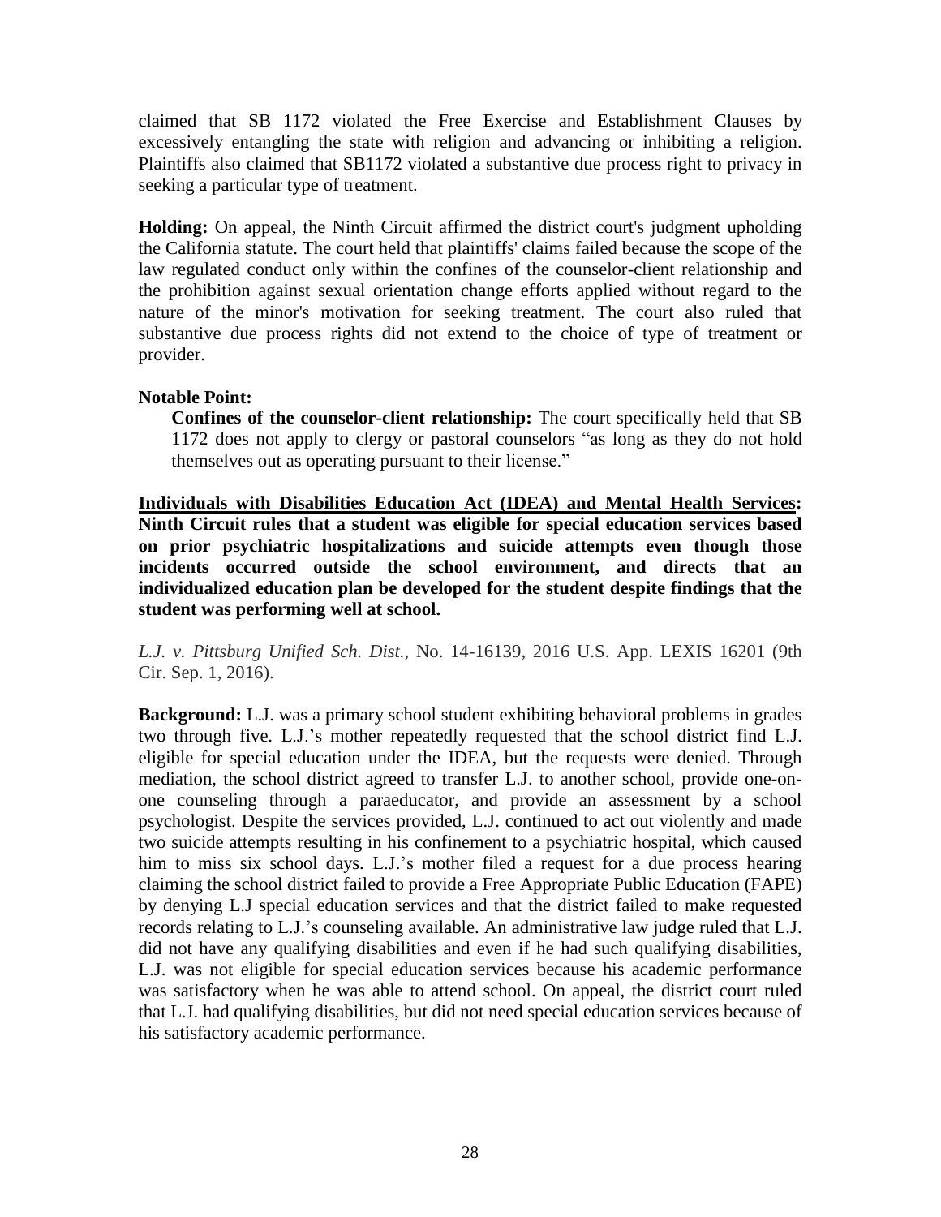claimed that SB 1172 violated the Free Exercise and Establishment Clauses by excessively entangling the state with religion and advancing or inhibiting a religion. Plaintiffs also claimed that SB1172 violated a substantive due process right to privacy in seeking a particular type of treatment.

**Holding:** On appeal, the Ninth Circuit affirmed the district court's judgment upholding the California statute. The court held that plaintiffs' claims failed because the scope of the law regulated conduct only within the confines of the counselor-client relationship and the prohibition against sexual orientation change efforts applied without regard to the nature of the minor's motivation for seeking treatment. The court also ruled that substantive due process rights did not extend to the choice of type of treatment or provider.

**Notable Point:**

> **Confines of the counselor-client relationship:** The court specifically held that SB 1172 does not apply to clergy or pastoral counselors "as long as they do not hold themselves out as operating pursuant to their license."

**<u>Individuals with Disabilities Education Act (IDEA) and Mental Health Services</u>: Ninth Circuit rules that a student was eligible for special education services based on prior psychiatric hospitalizations and suicide attempts even though those incidents occurred outside the school environment, and directs that an individualized education plan be developed for the student despite findings that the student was performing well at school.**

*L.J. v. Pittsburg Unified Sch. Dist.*, No. 14-16139, 2016 U.S. App. LEXIS 16201 (9th Cir. Sep. 1, 2016).

**Background:** L.J. was a primary school student exhibiting behavioral problems in grades two through five. L.J.'s mother repeatedly requested that the school district find L.J. eligible for special education under the IDEA, but the requests were denied. Through mediation, the school district agreed to transfer L.J. to another school, provide one-on-one counseling through a paraeducator, and provide an assessment by a school psychologist. Despite the services provided, L.J. continued to act out violently and made two suicide attempts resulting in his confinement to a psychiatric hospital, which caused him to miss six school days. L.J.'s mother filed a request for a due process hearing claiming the school district failed to provide a Free Appropriate Public Education (FAPE) by denying L.J special education services and that the district failed to make requested records relating to L.J.'s counseling available. An administrative law judge ruled that L.J. did not have any qualifying disabilities and even if he had such qualifying disabilities, L.J. was not eligible for special education services because his academic performance was satisfactory when he was able to attend school. On appeal, the district court ruled that L.J. had qualifying disabilities, but did not need special education services because of his satisfactory academic performance.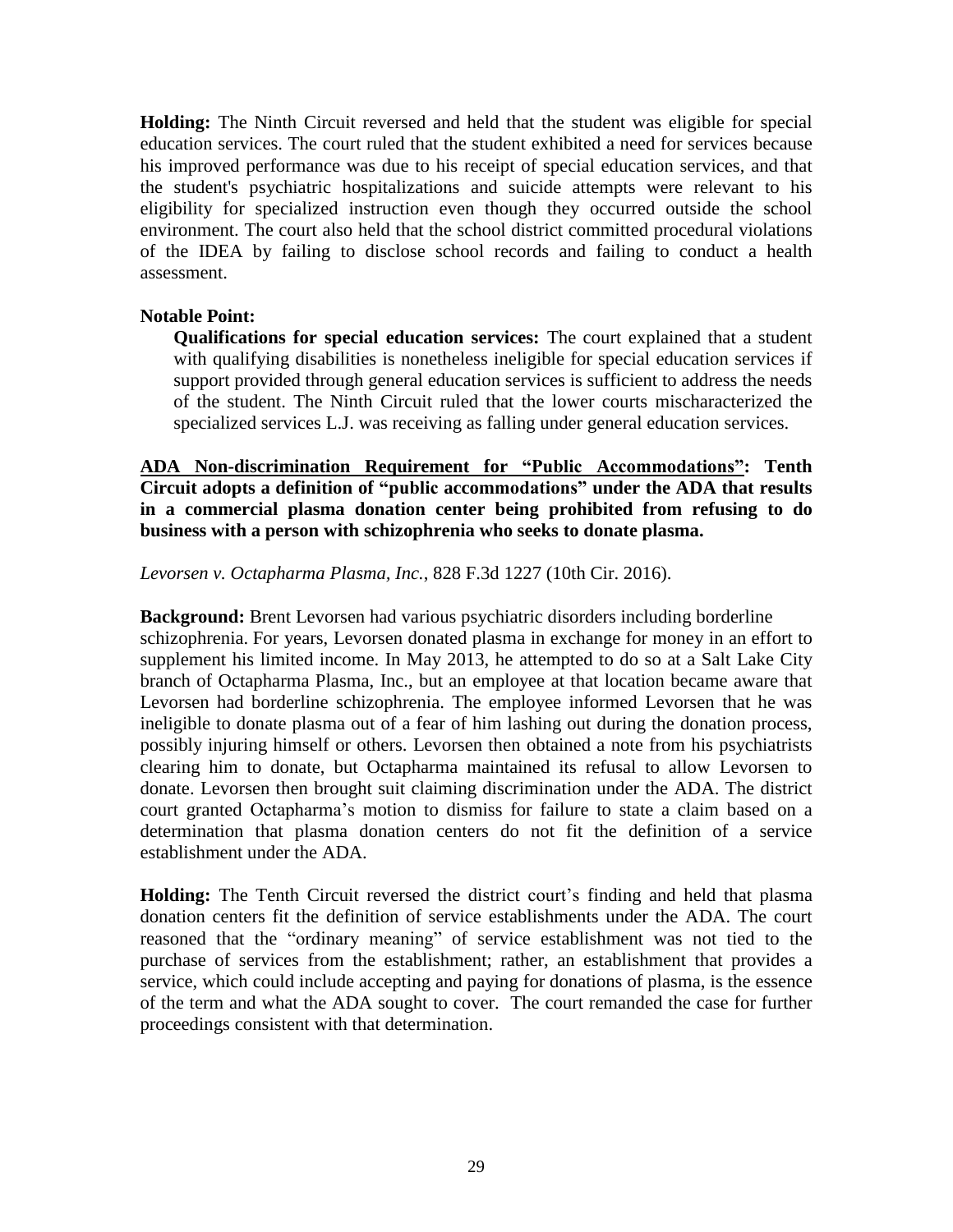**Holding:** The Ninth Circuit reversed and held that the student was eligible for special education services. The court ruled that the student exhibited a need for services because his improved performance was due to his receipt of special education services, and that the student's psychiatric hospitalizations and suicide attempts were relevant to his eligibility for specialized instruction even though they occurred outside the school environment. The court also held that the school district committed procedural violations of the IDEA by failing to disclose school records and failing to conduct a health assessment.

**Notable Point:**

> **Qualifications for special education services:** The court explained that a student with qualifying disabilities is nonetheless ineligible for special education services if support provided through general education services is sufficient to address the needs of the student. The Ninth Circuit ruled that the lower courts mischaracterized the specialized services L.J. was receiving as falling under general education services.

**<u>ADA Non-discrimination Requirement for "Public Accommodations"</u>: Tenth Circuit adopts a definition of "public accommodations" under the ADA that results in a commercial plasma donation center being prohibited from refusing to do business with a person with schizophrenia who seeks to donate plasma.**

*Levorsen v. Octapharma Plasma, Inc.*, 828 F.3d 1227 (10th Cir. 2016).

**Background:** Brent Levorsen had various psychiatric disorders including borderline schizophrenia. For years, Levorsen donated plasma in exchange for money in an effort to supplement his limited income. In May 2013, he attempted to do so at a Salt Lake City branch of Octapharma Plasma, Inc., but an employee at that location became aware that Levorsen had borderline schizophrenia. The employee informed Levorsen that he was ineligible to donate plasma out of a fear of him lashing out during the donation process, possibly injuring himself or others. Levorsen then obtained a note from his psychiatrists clearing him to donate, but Octapharma maintained its refusal to allow Levorsen to donate. Levorsen then brought suit claiming discrimination under the ADA. The district court granted Octapharma's motion to dismiss for failure to state a claim based on a determination that plasma donation centers do not fit the definition of a service establishment under the ADA.

**Holding:** The Tenth Circuit reversed the district court's finding and held that plasma donation centers fit the definition of service establishments under the ADA. The court reasoned that the "ordinary meaning" of service establishment was not tied to the purchase of services from the establishment; rather, an establishment that provides a service, which could include accepting and paying for donations of plasma, is the essence of the term and what the ADA sought to cover. The court remanded the case for further proceedings consistent with that determination.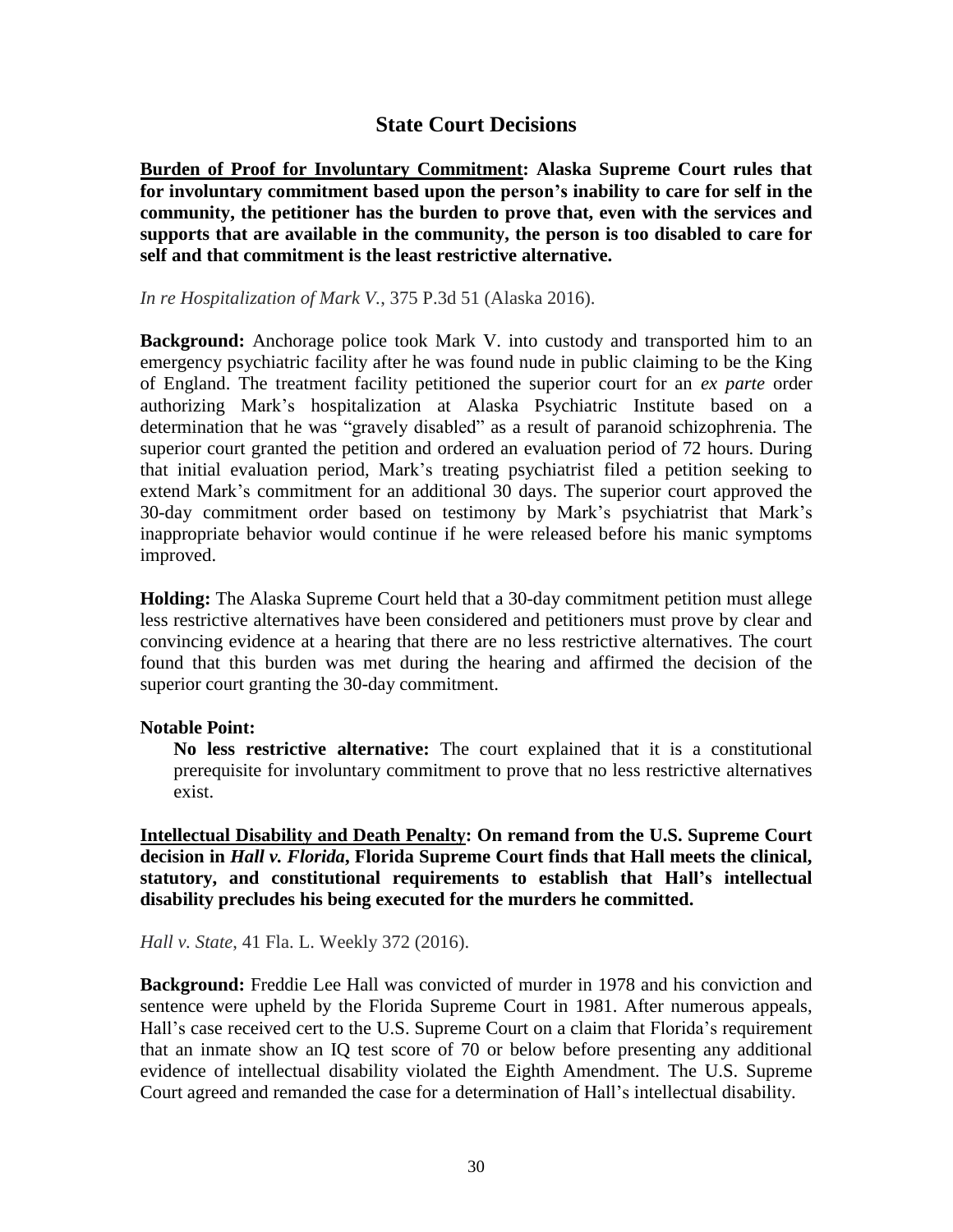## State Court Decisions

**<u>Burden of Proof for Involuntary Commitment</u>: Alaska Supreme Court rules that for involuntary commitment based upon the person's inability to care for self in the community, the petitioner has the burden to prove that, even with the services and supports that are available in the community, the person is too disabled to care for self and that commitment is the least restrictive alternative.**

*In re Hospitalization of Mark V.*, 375 P.3d 51 (Alaska 2016).

**Background:** Anchorage police took Mark V. into custody and transported him to an emergency psychiatric facility after he was found nude in public claiming to be the King of England. The treatment facility petitioned the superior court for an *ex parte* order authorizing Mark's hospitalization at Alaska Psychiatric Institute based on a determination that he was "gravely disabled" as a result of paranoid schizophrenia. The superior court granted the petition and ordered an evaluation period of 72 hours. During that initial evaluation period, Mark's treating psychiatrist filed a petition seeking to extend Mark's commitment for an additional 30 days. The superior court approved the 30-day commitment order based on testimony by Mark's psychiatrist that Mark's inappropriate behavior would continue if he were released before his manic symptoms improved.

**Holding:** The Alaska Supreme Court held that a 30-day commitment petition must allege less restrictive alternatives have been considered and petitioners must prove by clear and convincing evidence at a hearing that there are no less restrictive alternatives. The court found that this burden was met during the hearing and affirmed the decision of the superior court granting the 30-day commitment.

**Notable Point:**

**No less restrictive alternative:** The court explained that it is a constitutional prerequisite for involuntary commitment to prove that no less restrictive alternatives exist.

**<u>Intellectual Disability and Death Penalty</u>: On remand from the U.S. Supreme Court decision in *Hall v. Florida*, Florida Supreme Court finds that Hall meets the clinical, statutory, and constitutional requirements to establish that Hall's intellectual disability precludes his being executed for the murders he committed.**

*Hall v. State*, 41 Fla. L. Weekly 372 (2016).

**Background:** Freddie Lee Hall was convicted of murder in 1978 and his conviction and sentence were upheld by the Florida Supreme Court in 1981. After numerous appeals, Hall's case received cert to the U.S. Supreme Court on a claim that Florida's requirement that an inmate show an IQ test score of 70 or below before presenting any additional evidence of intellectual disability violated the Eighth Amendment. The U.S. Supreme Court agreed and remanded the case for a determination of Hall's intellectual disability.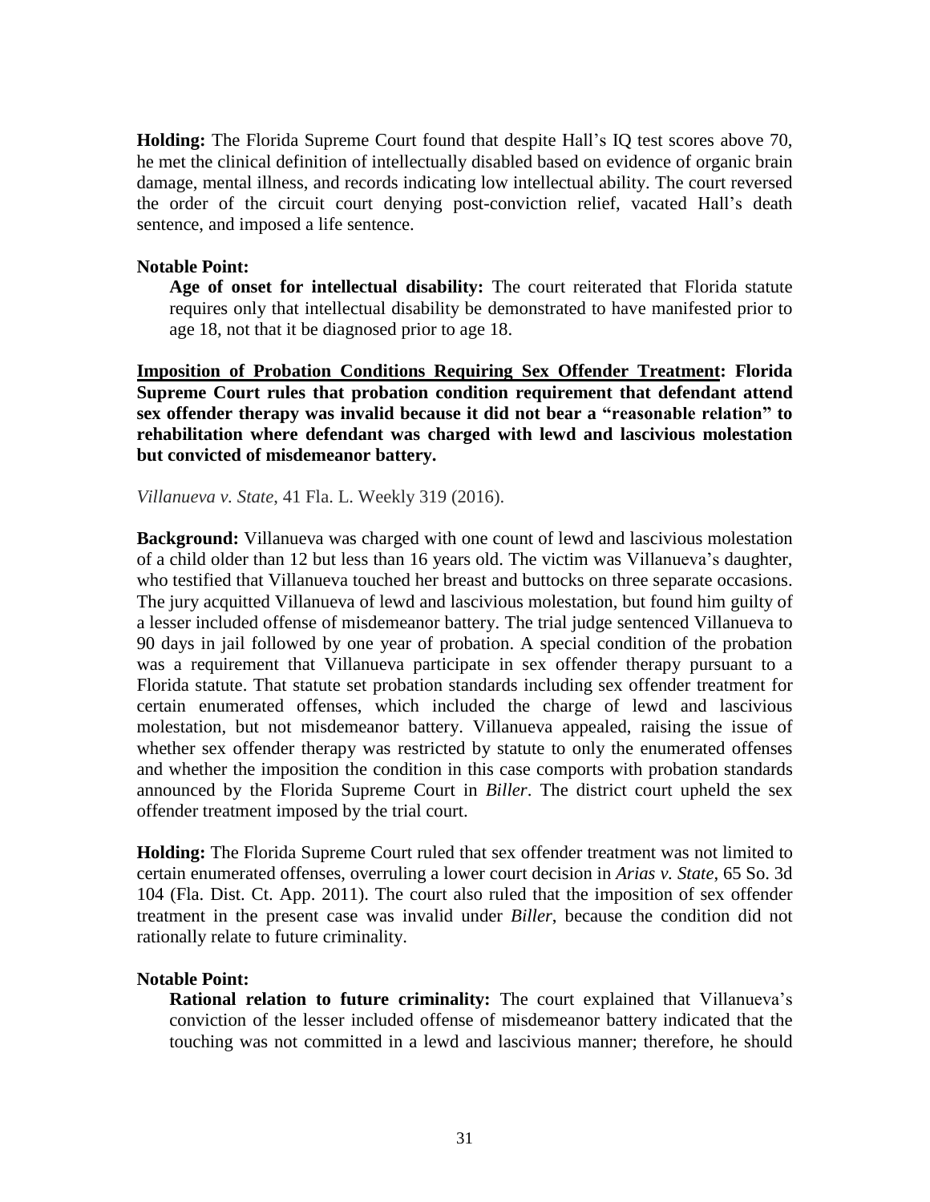**Holding:** The Florida Supreme Court found that despite Hall's IQ test scores above 70, he met the clinical definition of intellectually disabled based on evidence of organic brain damage, mental illness, and records indicating low intellectual ability. The court reversed the order of the circuit court denying post-conviction relief, vacated Hall's death sentence, and imposed a life sentence.

**Notable Point:**

**Age of onset for intellectual disability:** The court reiterated that Florida statute requires only that intellectual disability be demonstrated to have manifested prior to age 18, not that it be diagnosed prior to age 18.

**<u>Imposition of Probation Conditions Requiring Sex Offender Treatment</u>: Florida Supreme Court rules that probation condition requirement that defendant attend sex offender therapy was invalid because it did not bear a "reasonable relation" to rehabilitation where defendant was charged with lewd and lascivious molestation but convicted of misdemeanor battery.**

*Villanueva v. State*, 41 Fla. L. Weekly 319 (2016).

**Background:** Villanueva was charged with one count of lewd and lascivious molestation of a child older than 12 but less than 16 years old. The victim was Villanueva's daughter, who testified that Villanueva touched her breast and buttocks on three separate occasions. The jury acquitted Villanueva of lewd and lascivious molestation, but found him guilty of a lesser included offense of misdemeanor battery. The trial judge sentenced Villanueva to 90 days in jail followed by one year of probation. A special condition of the probation was a requirement that Villanueva participate in sex offender therapy pursuant to a Florida statute. That statute set probation standards including sex offender treatment for certain enumerated offenses, which included the charge of lewd and lascivious molestation, but not misdemeanor battery. Villanueva appealed, raising the issue of whether sex offender therapy was restricted by statute to only the enumerated offenses and whether the imposition the condition in this case comports with probation standards announced by the Florida Supreme Court in *Biller*. The district court upheld the sex offender treatment imposed by the trial court.

**Holding:** The Florida Supreme Court ruled that sex offender treatment was not limited to certain enumerated offenses, overruling a lower court decision in *Arias v. State*, 65 So. 3d 104 (Fla. Dist. Ct. App. 2011). The court also ruled that the imposition of sex offender treatment in the present case was invalid under *Biller*, because the condition did not rationally relate to future criminality.

**Notable Point:**

**Rational relation to future criminality:** The court explained that Villanueva's conviction of the lesser included offense of misdemeanor battery indicated that the touching was not committed in a lewd and lascivious manner; therefore, he should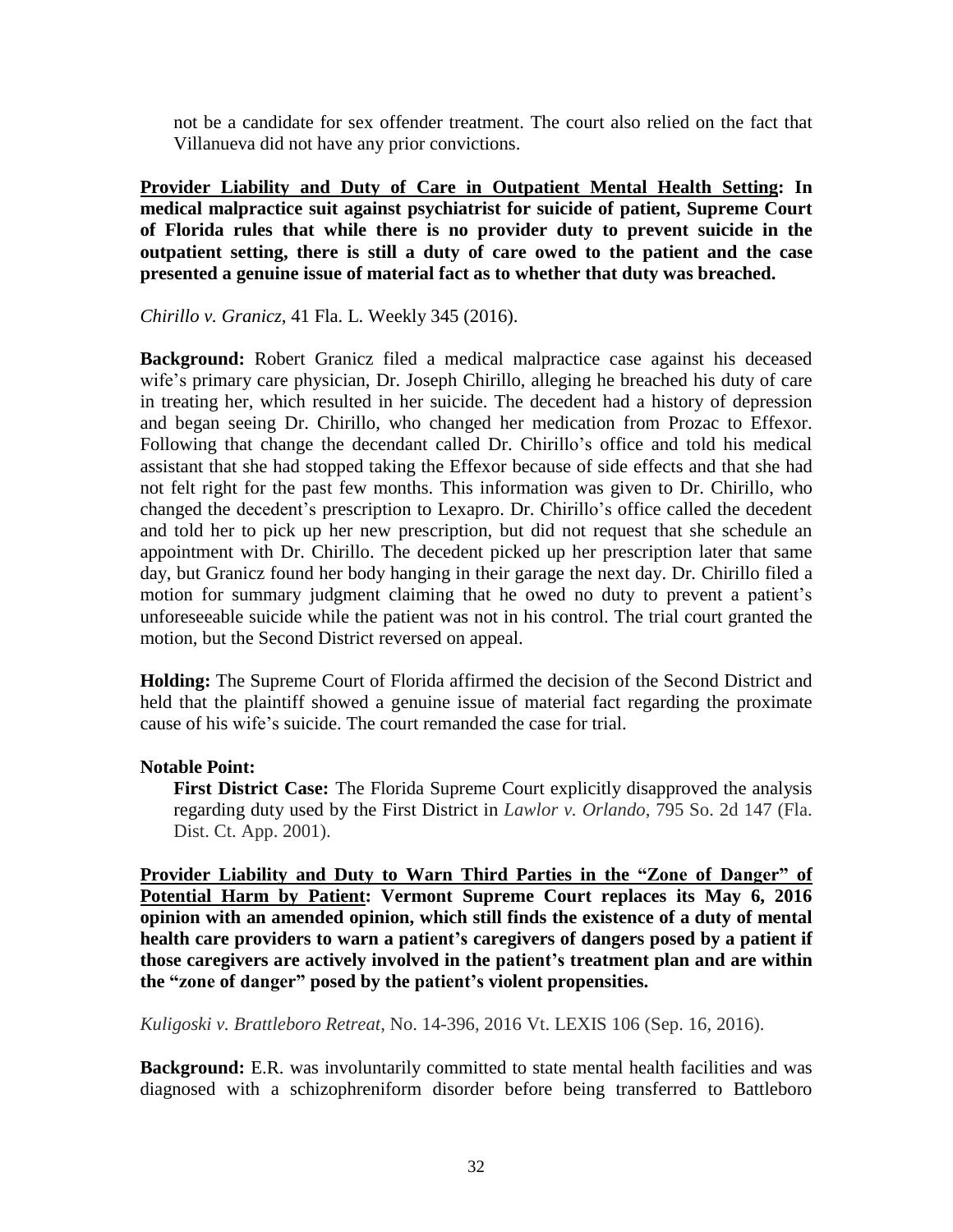not be a candidate for sex offender treatment. The court also relied on the fact that Villanueva did not have any prior convictions.

**Provider Liability and Duty of Care in Outpatient Mental Health Setting: In medical malpractice suit against psychiatrist for suicide of patient, Supreme Court of Florida rules that while there is no provider duty to prevent suicide in the outpatient setting, there is still a duty of care owed to the patient and the case presented a genuine issue of material fact as to whether that duty was breached.**

*Chirillo v. Granicz*, 41 Fla. L. Weekly 345 (2016).

**Background:** Robert Granicz filed a medical malpractice case against his deceased wife's primary care physician, Dr. Joseph Chirillo, alleging he breached his duty of care in treating her, which resulted in her suicide. The decedent had a history of depression and began seeing Dr. Chirillo, who changed her medication from Prozac to Effexor. Following that change the decendant called Dr. Chirillo's office and told his medical assistant that she had stopped taking the Effexor because of side effects and that she had not felt right for the past few months. This information was given to Dr. Chirillo, who changed the decedent's prescription to Lexapro. Dr. Chirillo's office called the decedent and told her to pick up her new prescription, but did not request that she schedule an appointment with Dr. Chirillo. The decedent picked up her prescription later that same day, but Granicz found her body hanging in their garage the next day. Dr. Chirillo filed a motion for summary judgment claiming that he owed no duty to prevent a patient's unforeseeable suicide while the patient was not in his control. The trial court granted the motion, but the Second District reversed on appeal.

**Holding:** The Supreme Court of Florida affirmed the decision of the Second District and held that the plaintiff showed a genuine issue of material fact regarding the proximate cause of his wife's suicide. The court remanded the case for trial.

**Notable Point:**

**First District Case:** The Florida Supreme Court explicitly disapproved the analysis regarding duty used by the First District in *Lawlor v. Orlando*, 795 So. 2d 147 (Fla. Dist. Ct. App. 2001).

**Provider Liability and Duty to Warn Third Parties in the "Zone of Danger" of Potential Harm by Patient: Vermont Supreme Court replaces its May 6, 2016 opinion with an amended opinion, which still finds the existence of a duty of mental health care providers to warn a patient's caregivers of dangers posed by a patient if those caregivers are actively involved in the patient's treatment plan and are within the "zone of danger" posed by the patient's violent propensities.**

*Kuligoski v. Brattleboro Retreat*, No. 14-396, 2016 Vt. LEXIS 106 (Sep. 16, 2016).

**Background:** E.R. was involuntarily committed to state mental health facilities and was diagnosed with a schizophreniform disorder before being transferred to Battleboro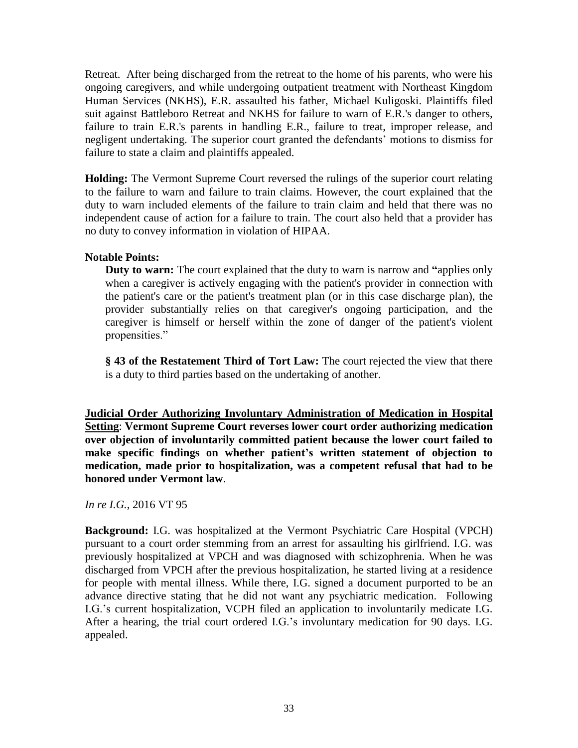Retreat. After being discharged from the retreat to the home of his parents, who were his ongoing caregivers, and while undergoing outpatient treatment with Northeast Kingdom Human Services (NKHS), E.R. assaulted his father, Michael Kuligoski. Plaintiffs filed suit against Battleboro Retreat and NKHS for failure to warn of E.R.'s danger to others, failure to train E.R.'s parents in handling E.R., failure to treat, improper release, and negligent undertaking. The superior court granted the defendants' motions to dismiss for failure to state a claim and plaintiffs appealed.

**Holding:** The Vermont Supreme Court reversed the rulings of the superior court relating to the failure to warn and failure to train claims. However, the court explained that the duty to warn included elements of the failure to train claim and held that there was no independent cause of action for a failure to train. The court also held that a provider has no duty to convey information in violation of HIPAA.

**Notable Points:**

**Duty to warn:** The court explained that the duty to warn is narrow and **"**applies only when a caregiver is actively engaging with the patient's provider in connection with the patient's care or the patient's treatment plan (or in this case discharge plan), the provider substantially relies on that caregiver's ongoing participation, and the caregiver is himself or herself within the zone of danger of the patient's violent propensities."

**§ 43 of the Restatement Third of Tort Law:** The court rejected the view that there is a duty to third parties based on the undertaking of another.

**<u>Judicial Order Authorizing Involuntary Administration of Medication in Hospital Setting</u>: Vermont Supreme Court reverses lower court order authorizing medication over objection of involuntarily committed patient because the lower court failed to make specific findings on whether patient's written statement of objection to medication, made prior to hospitalization, was a competent refusal that had to be honored under Vermont law**.

*In re I.G.*, 2016 VT 95

**Background:** I.G. was hospitalized at the Vermont Psychiatric Care Hospital (VPCH) pursuant to a court order stemming from an arrest for assaulting his girlfriend. I.G. was previously hospitalized at VPCH and was diagnosed with schizophrenia. When he was discharged from VPCH after the previous hospitalization, he started living at a residence for people with mental illness. While there, I.G. signed a document purported to be an advance directive stating that he did not want any psychiatric medication. Following I.G.'s current hospitalization, VCPH filed an application to involuntarily medicate I.G. After a hearing, the trial court ordered I.G.'s involuntary medication for 90 days. I.G. appealed.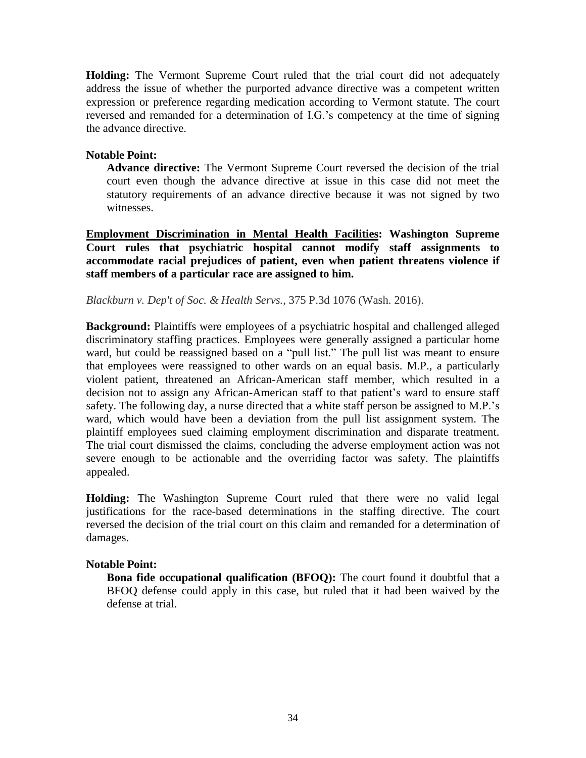**Holding:** The Vermont Supreme Court ruled that the trial court did not adequately address the issue of whether the purported advance directive was a competent written expression or preference regarding medication according to Vermont statute. The court reversed and remanded for a determination of I.G.'s competency at the time of signing the advance directive.

**Notable Point:**

**Advance directive:** The Vermont Supreme Court reversed the decision of the trial court even though the advance directive at issue in this case did not meet the statutory requirements of an advance directive because it was not signed by two witnesses.

**<u>Employment Discrimination in Mental Health Facilities</u>: Washington Supreme Court rules that psychiatric hospital cannot modify staff assignments to accommodate racial prejudices of patient, even when patient threatens violence if staff members of a particular race are assigned to him.**

*Blackburn v. Dep't of Soc. & Health Servs.*, 375 P.3d 1076 (Wash. 2016).

**Background:** Plaintiffs were employees of a psychiatric hospital and challenged alleged discriminatory staffing practices. Employees were generally assigned a particular home ward, but could be reassigned based on a "pull list." The pull list was meant to ensure that employees were reassigned to other wards on an equal basis. M.P., a particularly violent patient, threatened an African-American staff member, which resulted in a decision not to assign any African-American staff to that patient's ward to ensure staff safety. The following day, a nurse directed that a white staff person be assigned to M.P.'s ward, which would have been a deviation from the pull list assignment system. The plaintiff employees sued claiming employment discrimination and disparate treatment. The trial court dismissed the claims, concluding the adverse employment action was not severe enough to be actionable and the overriding factor was safety. The plaintiffs appealed.

**Holding:** The Washington Supreme Court ruled that there were no valid legal justifications for the race-based determinations in the staffing directive. The court reversed the decision of the trial court on this claim and remanded for a determination of damages.

**Notable Point:**

**Bona fide occupational qualification (BFOQ):** The court found it doubtful that a BFOQ defense could apply in this case, but ruled that it had been waived by the defense at trial.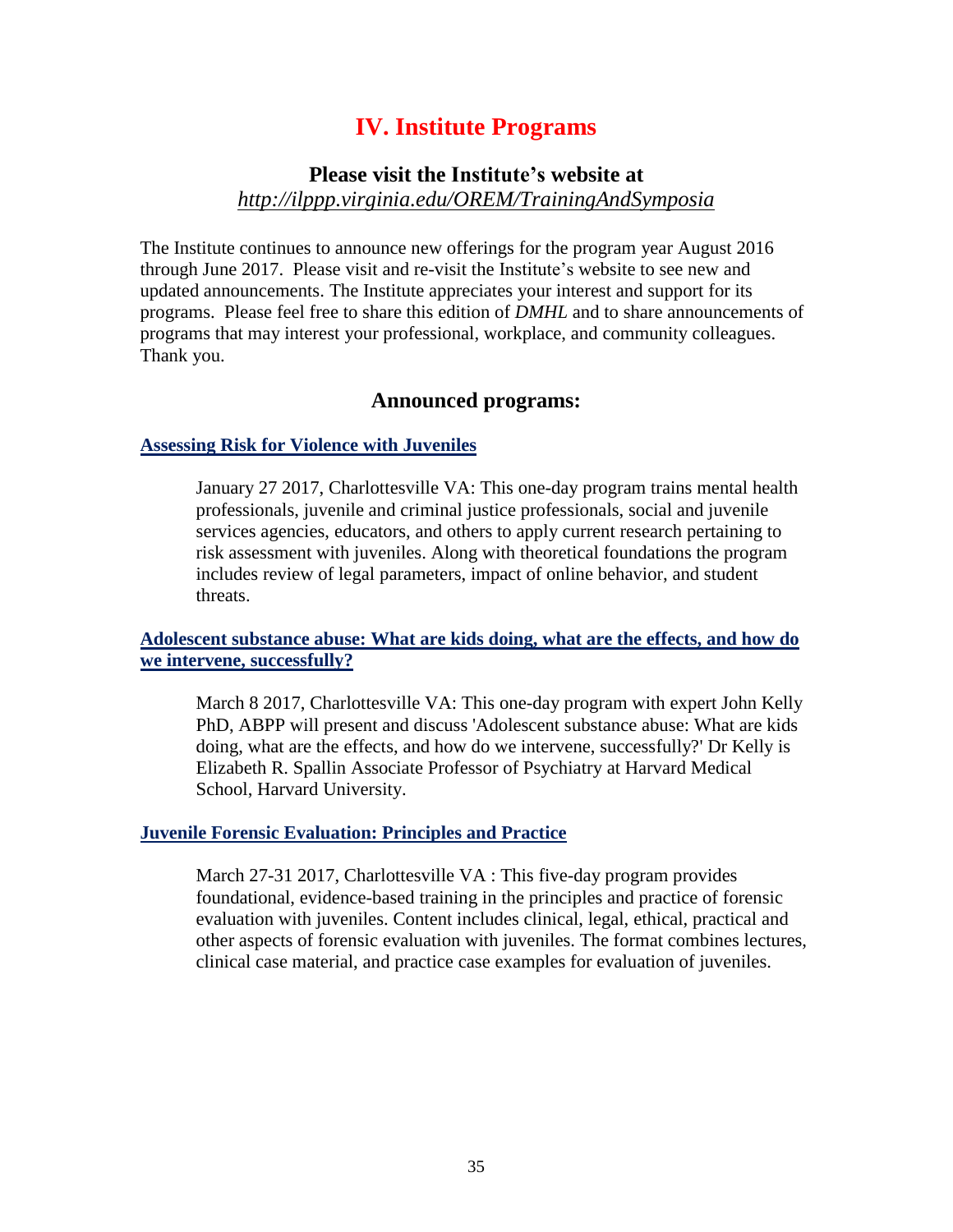# IV. Institute Programs

## Please visit the Institute's website at *http://ilppp.virginia.edu/OREM/TrainingAndSymposia*

The Institute continues to announce new offerings for the program year August 2016 through June 2017. Please visit and re-visit the Institute's website to see new and updated announcements. The Institute appreciates your interest and support for its programs. Please feel free to share this edition of *DMHL* and to share announcements of programs that may interest your professional, workplace, and community colleagues. Thank you.

## Announced programs:

**Assessing Risk for Violence with Juveniles**

> January 27 2017, Charlottesville VA: This one-day program trains mental health professionals, juvenile and criminal justice professionals, social and juvenile services agencies, educators, and others to apply current research pertaining to risk assessment with juveniles. Along with theoretical foundations the program includes review of legal parameters, impact of online behavior, and student threats.

**Adolescent substance abuse: What are kids doing, what are the effects, and how do we intervene, successfully?**

> March 8 2017, Charlottesville VA: This one-day program with expert John Kelly PhD, ABPP will present and discuss 'Adolescent substance abuse: What are kids doing, what are the effects, and how do we intervene, successfully?' Dr Kelly is Elizabeth R. Spallin Associate Professor of Psychiatry at Harvard Medical School, Harvard University.

**Juvenile Forensic Evaluation: Principles and Practice**

> March 27-31 2017, Charlottesville VA : This five-day program provides foundational, evidence-based training in the principles and practice of forensic evaluation with juveniles. Content includes clinical, legal, ethical, practical and other aspects of forensic evaluation with juveniles. The format combines lectures, clinical case material, and practice case examples for evaluation of juveniles.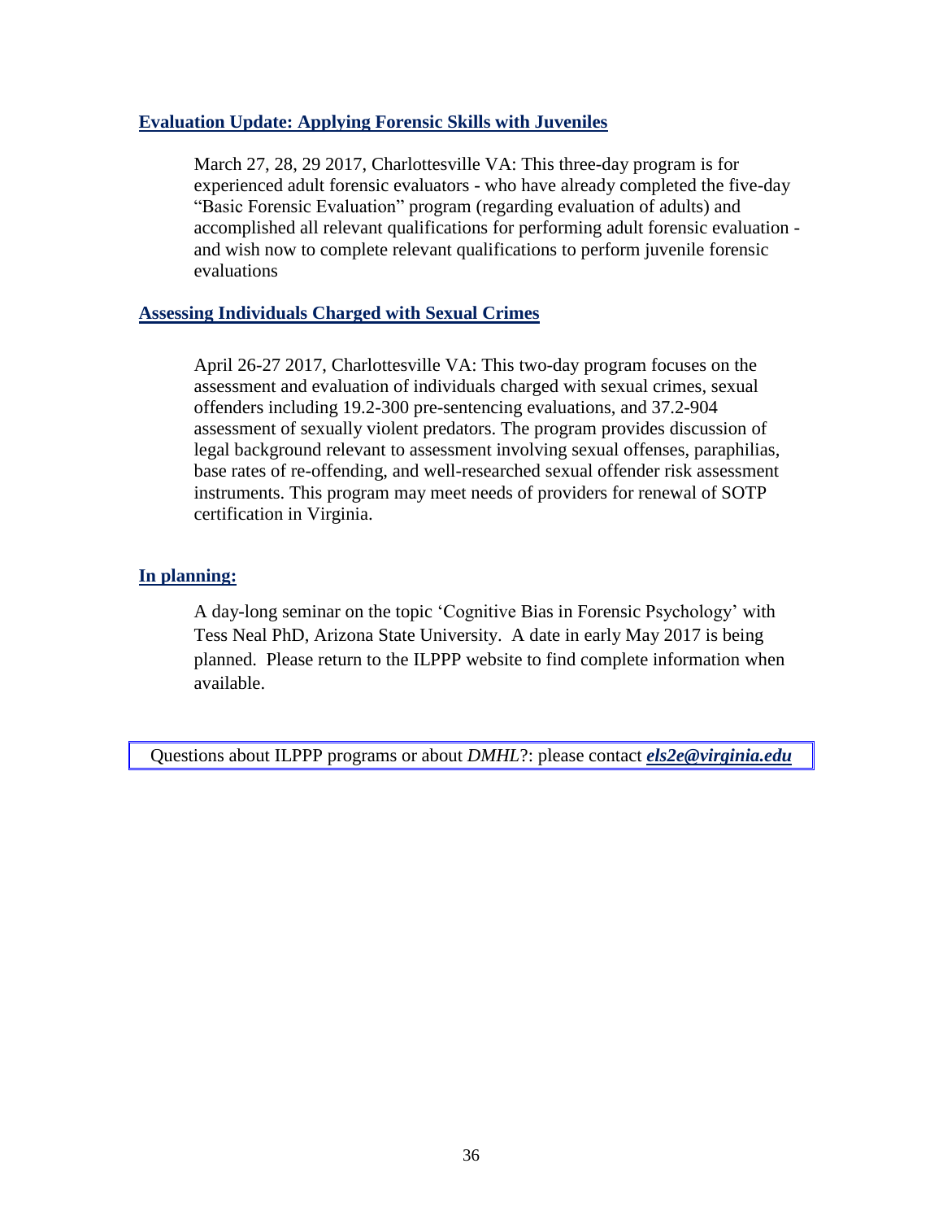### **Evaluation Update: Applying Forensic Skills with Juveniles**

March 27, 28, 29 2017, Charlottesville VA: This three-day program is for experienced adult forensic evaluators - who have already completed the five-day "Basic Forensic Evaluation" program (regarding evaluation of adults) and accomplished all relevant qualifications for performing adult forensic evaluation - and wish now to complete relevant qualifications to perform juvenile forensic evaluations

### **Assessing Individuals Charged with Sexual Crimes**

April 26-27 2017, Charlottesville VA: This two-day program focuses on the assessment and evaluation of individuals charged with sexual crimes, sexual offenders including 19.2-300 pre-sentencing evaluations, and 37.2-904 assessment of sexually violent predators. The program provides discussion of legal background relevant to assessment involving sexual offenses, paraphilias, base rates of re-offending, and well-researched sexual offender risk assessment instruments. This program may meet needs of providers for renewal of SOTP certification in Virginia.

### **In planning:**

A day-long seminar on the topic 'Cognitive Bias in Forensic Psychology' with Tess Neal PhD, Arizona State University. A date in early May 2017 is being planned. Please return to the ILPPP website to find complete information when available.

Questions about ILPPP programs or about *DMHL*?: please contact ***els2e@virginia.edu***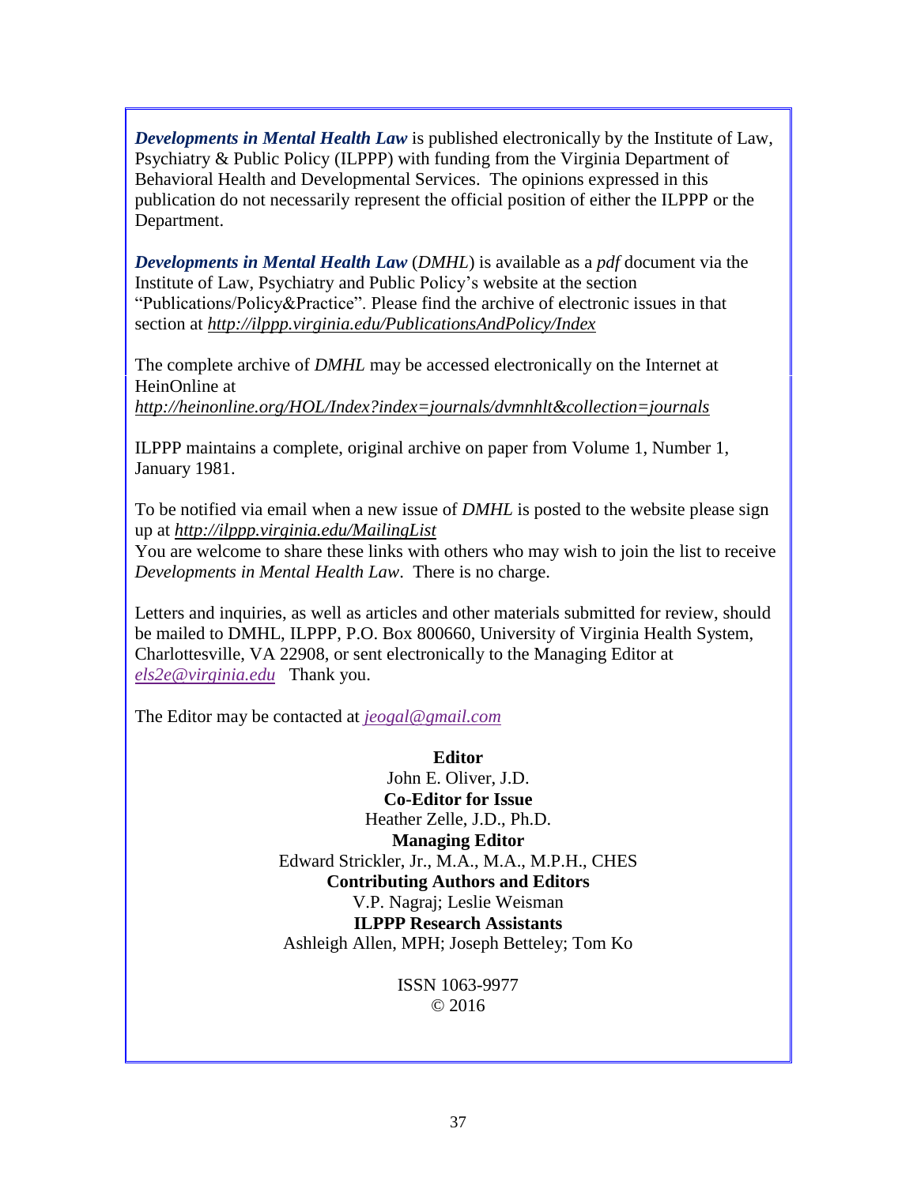***Developments in Mental Health Law*** is published electronically by the Institute of Law, Psychiatry & Public Policy (ILPPP) with funding from the Virginia Department of Behavioral Health and Developmental Services. The opinions expressed in this publication do not necessarily represent the official position of either the ILPPP or the Department.

***Developments in Mental Health Law*** (*DMHL*) is available as a *pdf* document via the Institute of Law, Psychiatry and Public Policy's website at the section "Publications/Policy&Practice". Please find the archive of electronic issues in that section at *http://ilppp.virginia.edu/PublicationsAndPolicy/Index*

The complete archive of *DMHL* may be accessed electronically on the Internet at HeinOnline at
*http://heinonline.org/HOL/Index?index=journals/dvmnhlt&collection=journals*

ILPPP maintains a complete, original archive on paper from Volume 1, Number 1, January 1981.

To be notified via email when a new issue of *DMHL* is posted to the website please sign up at *http://ilppp.virginia.edu/MailingList*
You are welcome to share these links with others who may wish to join the list to receive *Developments in Mental Health Law*. There is no charge.

Letters and inquiries, as well as articles and other materials submitted for review, should be mailed to DMHL, ILPPP, P.O. Box 800660, University of Virginia Health System, Charlottesville, VA 22908, or sent electronically to the Managing Editor at *els2e@virginia.edu* Thank you.

The Editor may be contacted at *jeogal@gmail.com*

**Editor**
John E. Oliver, J.D.
**Co-Editor for Issue**
Heather Zelle, J.D., Ph.D.
**Managing Editor**
Edward Strickler, Jr., M.A., M.A., M.P.H., CHES
**Contributing Authors and Editors**
V.P. Nagraj; Leslie Weisman
**ILPPP Research Assistants**
Ashleigh Allen, MPH; Joseph Betteley; Tom Ko

ISSN 1063-9977
© 2016